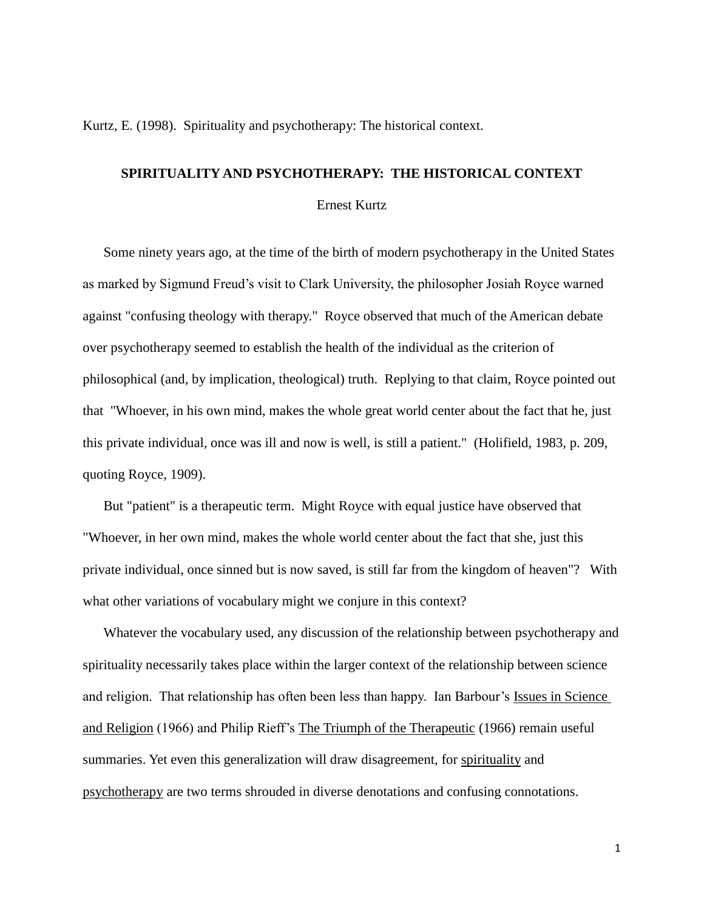Kurtz, E. (1998). Spirituality and psychotherapy: The historical context.

# SPIRITUALITY AND PSYCHOTHERAPY: THE HISTORICAL CONTEXT

Ernest Kurtz

Some ninety years ago, at the time of the birth of modern psychotherapy in the United States as marked by Sigmund Freud's visit to Clark University, the philosopher Josiah Royce warned against "confusing theology with therapy." Royce observed that much of the American debate over psychotherapy seemed to establish the health of the individual as the criterion of philosophical (and, by implication, theological) truth. Replying to that claim, Royce pointed out that "Whoever, in his own mind, makes the whole great world center about the fact that he, just this private individual, once was ill and now is well, is still a patient." (Holifield, 1983, p. 209, quoting Royce, 1909).

But "patient" is a therapeutic term. Might Royce with equal justice have observed that "Whoever, in her own mind, makes the whole world center about the fact that she, just this private individual, once sinned but is now saved, is still far from the kingdom of heaven"? With what other variations of vocabulary might we conjure in this context?

Whatever the vocabulary used, any discussion of the relationship between psychotherapy and spirituality necessarily takes place within the larger context of the relationship between science and religion. That relationship has often been less than happy. Ian Barbour's <u>Issues in Science and Religion</u> (1966) and Philip Rieff's <u>The Triumph of the Therapeutic</u> (1966) remain useful summaries. Yet even this generalization will draw disagreement, for <u>spirituality</u> and <u>psychotherapy</u> are two terms shrouded in diverse denotations and confusing connotations.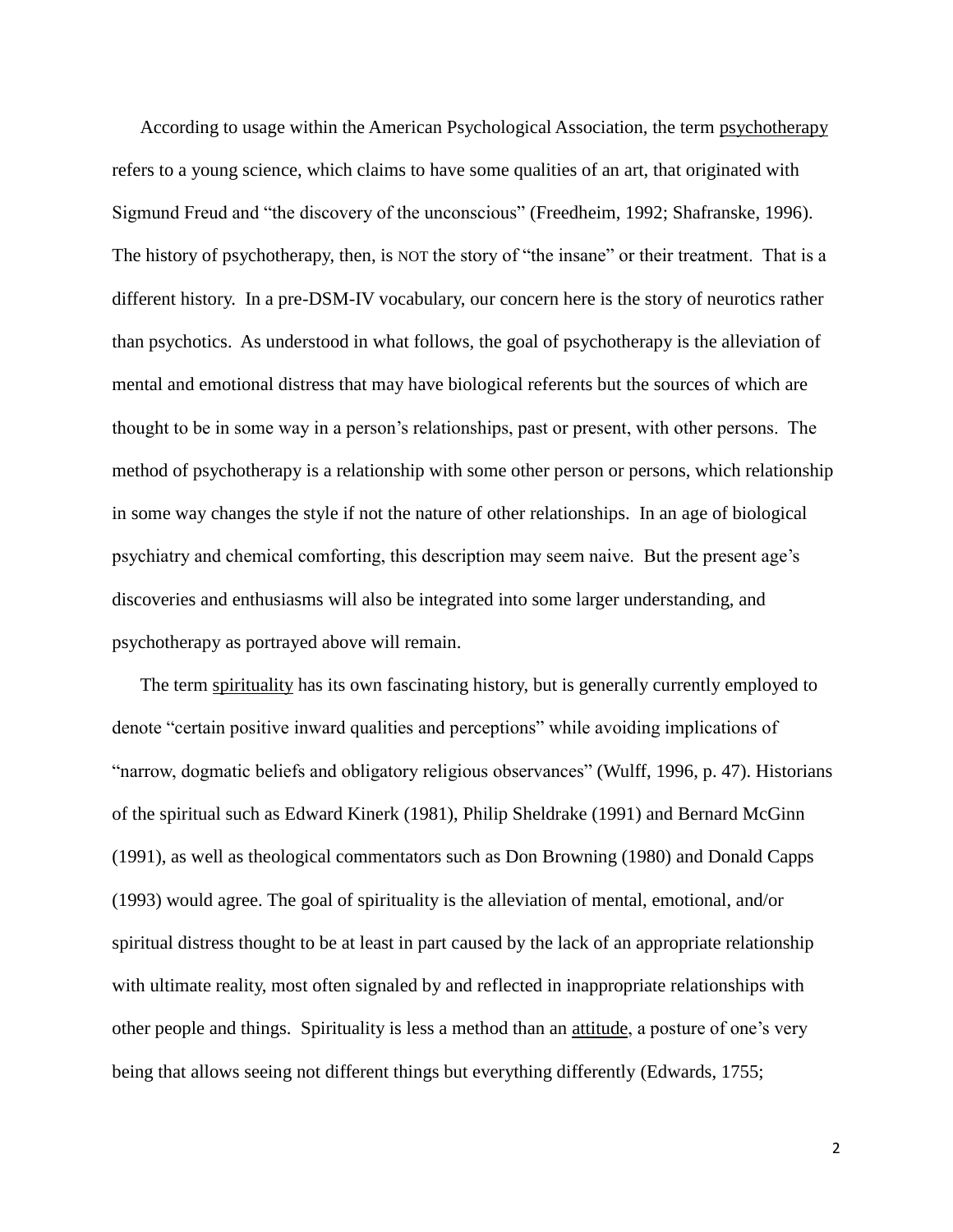According to usage within the American Psychological Association, the term psychotherapy refers to a young science, which claims to have some qualities of an art, that originated with Sigmund Freud and "the discovery of the unconscious" (Freedheim, 1992; Shafranske, 1996). The history of psychotherapy, then, is NOT the story of "the insane" or their treatment. That is a different history. In a pre-DSM-IV vocabulary, our concern here is the story of neurotics rather than psychotics. As understood in what follows, the goal of psychotherapy is the alleviation of mental and emotional distress that may have biological referents but the sources of which are thought to be in some way in a person's relationships, past or present, with other persons. The method of psychotherapy is a relationship with some other person or persons, which relationship in some way changes the style if not the nature of other relationships. In an age of biological psychiatry and chemical comforting, this description may seem naive. But the present age's discoveries and enthusiasms will also be integrated into some larger understanding, and psychotherapy as portrayed above will remain.

The term spirituality has its own fascinating history, but is generally currently employed to denote "certain positive inward qualities and perceptions" while avoiding implications of "narrow, dogmatic beliefs and obligatory religious observances" (Wulff, 1996, p. 47). Historians of the spiritual such as Edward Kinerk (1981), Philip Sheldrake (1991) and Bernard McGinn (1991), as well as theological commentators such as Don Browning (1980) and Donald Capps (1993) would agree. The goal of spirituality is the alleviation of mental, emotional, and/or spiritual distress thought to be at least in part caused by the lack of an appropriate relationship with ultimate reality, most often signaled by and reflected in inappropriate relationships with other people and things. Spirituality is less a method than an attitude, a posture of one's very being that allows seeing not different things but everything differently (Edwards, 1755;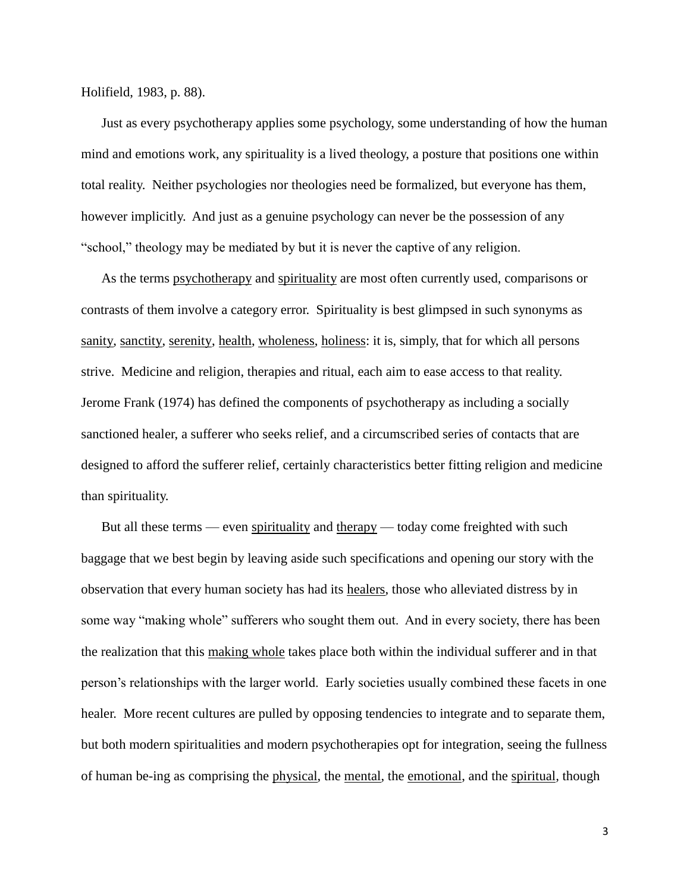Holifield, 1983, p. 88).

Just as every psychotherapy applies some psychology, some understanding of how the human mind and emotions work, any spirituality is a lived theology, a posture that positions one within total reality. Neither psychologies nor theologies need be formalized, but everyone has them, however implicitly. And just as a genuine psychology can never be the possession of any "school," theology may be mediated by but it is never the captive of any religion.

As the terms <u>psychotherapy</u> and <u>spirituality</u> are most often currently used, comparisons or contrasts of them involve a category error. Spirituality is best glimpsed in such synonyms as <u>sanity</u>, <u>sanctity</u>, <u>serenity</u>, <u>health</u>, <u>wholeness</u>, <u>holiness</u>: it is, simply, that for which all persons strive. Medicine and religion, therapies and ritual, each aim to ease access to that reality. Jerome Frank (1974) has defined the components of psychotherapy as including a socially sanctioned healer, a sufferer who seeks relief, and a circumscribed series of contacts that are designed to afford the sufferer relief, certainly characteristics better fitting religion and medicine than spirituality.

But all these terms — even <u>spirituality</u> and <u>therapy</u> — today come freighted with such baggage that we best begin by leaving aside such specifications and opening our story with the observation that every human society has had its <u>healers</u>, those who alleviated distress by in some way "making whole" sufferers who sought them out. And in every society, there has been the realization that this <u>making whole</u> takes place both within the individual sufferer and in that person's relationships with the larger world. Early societies usually combined these facets in one healer. More recent cultures are pulled by opposing tendencies to integrate and to separate them, but both modern spiritualities and modern psychotherapies opt for integration, seeing the fullness of human be-ing as comprising the <u>physical</u>, the <u>mental</u>, the <u>emotional</u>, and the <u>spiritual</u>, though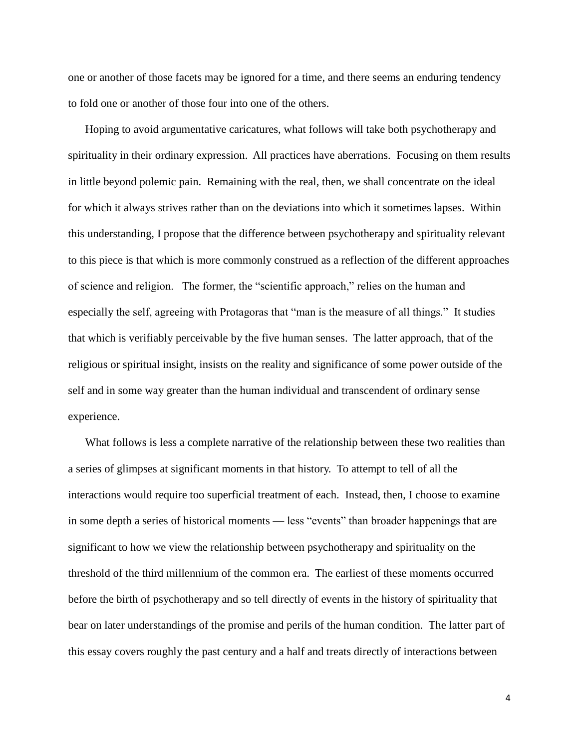one or another of those facets may be ignored for a time, and there seems an enduring tendency to fold one or another of those four into one of the others.

Hoping to avoid argumentative caricatures, what follows will take both psychotherapy and spirituality in their ordinary expression. All practices have aberrations. Focusing on them results in little beyond polemic pain. Remaining with the <u>real</u>, then, we shall concentrate on the ideal for which it always strives rather than on the deviations into which it sometimes lapses. Within this understanding, I propose that the difference between psychotherapy and spirituality relevant to this piece is that which is more commonly construed as a reflection of the different approaches of science and religion. The former, the "scientific approach," relies on the human and especially the self, agreeing with Protagoras that "man is the measure of all things." It studies that which is verifiably perceivable by the five human senses. The latter approach, that of the religious or spiritual insight, insists on the reality and significance of some power outside of the self and in some way greater than the human individual and transcendent of ordinary sense experience.

What follows is less a complete narrative of the relationship between these two realities than a series of glimpses at significant moments in that history. To attempt to tell of all the interactions would require too superficial treatment of each. Instead, then, I choose to examine in some depth a series of historical moments — less "events" than broader happenings that are significant to how we view the relationship between psychotherapy and spirituality on the threshold of the third millennium of the common era. The earliest of these moments occurred before the birth of psychotherapy and so tell directly of events in the history of spirituality that bear on later understandings of the promise and perils of the human condition. The latter part of this essay covers roughly the past century and a half and treats directly of interactions between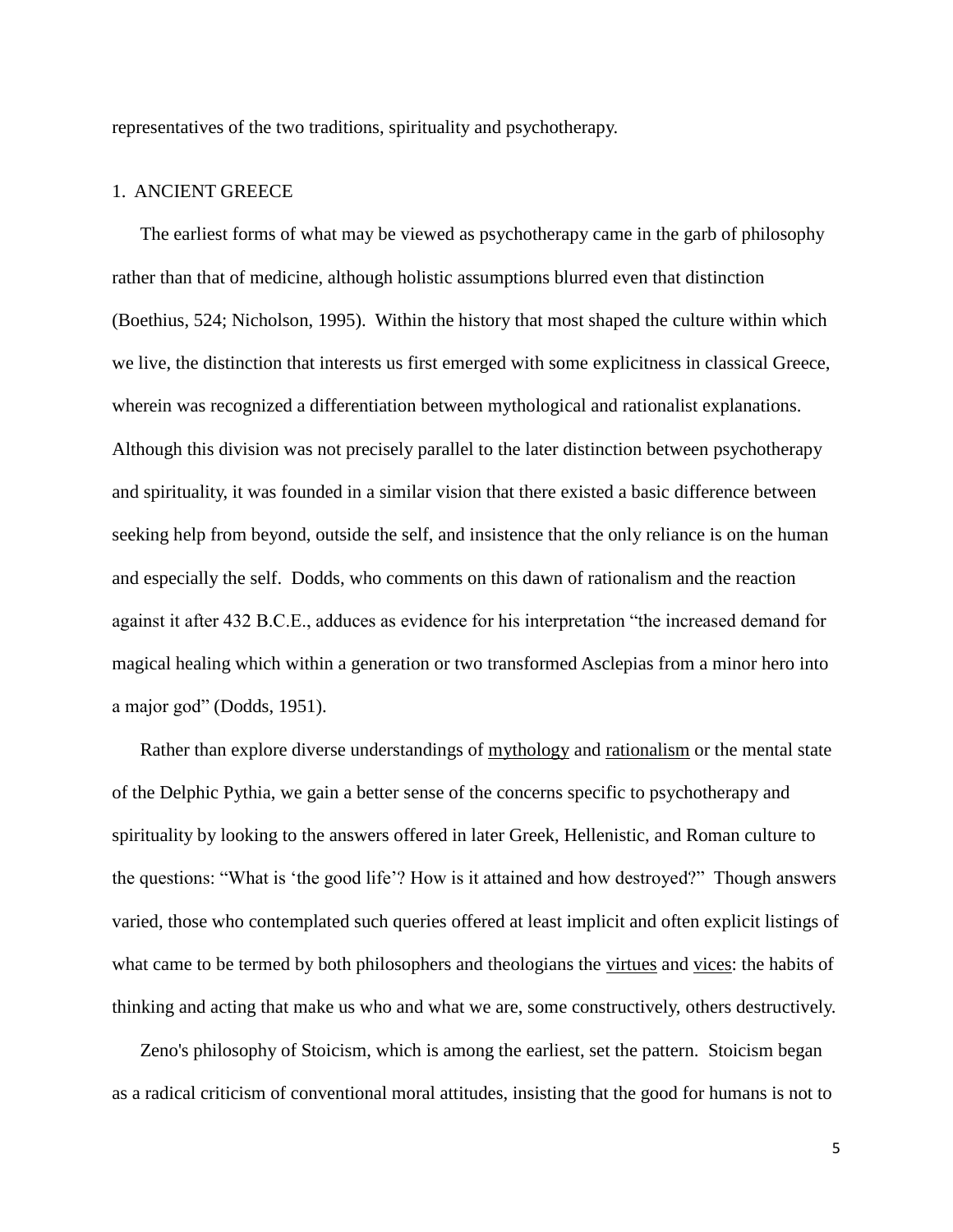representatives of the two traditions, spirituality and psychotherapy.

## 1. ANCIENT GREECE

The earliest forms of what may be viewed as psychotherapy came in the garb of philosophy rather than that of medicine, although holistic assumptions blurred even that distinction (Boethius, 524; Nicholson, 1995). Within the history that most shaped the culture within which we live, the distinction that interests us first emerged with some explicitness in classical Greece, wherein was recognized a differentiation between mythological and rationalist explanations. Although this division was not precisely parallel to the later distinction between psychotherapy and spirituality, it was founded in a similar vision that there existed a basic difference between seeking help from beyond, outside the self, and insistence that the only reliance is on the human and especially the self. Dodds, who comments on this dawn of rationalism and the reaction against it after 432 B.C.E., adduces as evidence for his interpretation "the increased demand for magical healing which within a generation or two transformed Asclepias from a minor hero into a major god" (Dodds, 1951).

Rather than explore diverse understandings of mythology and rationalism or the mental state of the Delphic Pythia, we gain a better sense of the concerns specific to psychotherapy and spirituality by looking to the answers offered in later Greek, Hellenistic, and Roman culture to the questions: "What is 'the good life'? How is it attained and how destroyed?" Though answers varied, those who contemplated such queries offered at least implicit and often explicit listings of what came to be termed by both philosophers and theologians the virtues and vices: the habits of thinking and acting that make us who and what we are, some constructively, others destructively.

Zeno's philosophy of Stoicism, which is among the earliest, set the pattern. Stoicism began as a radical criticism of conventional moral attitudes, insisting that the good for humans is not to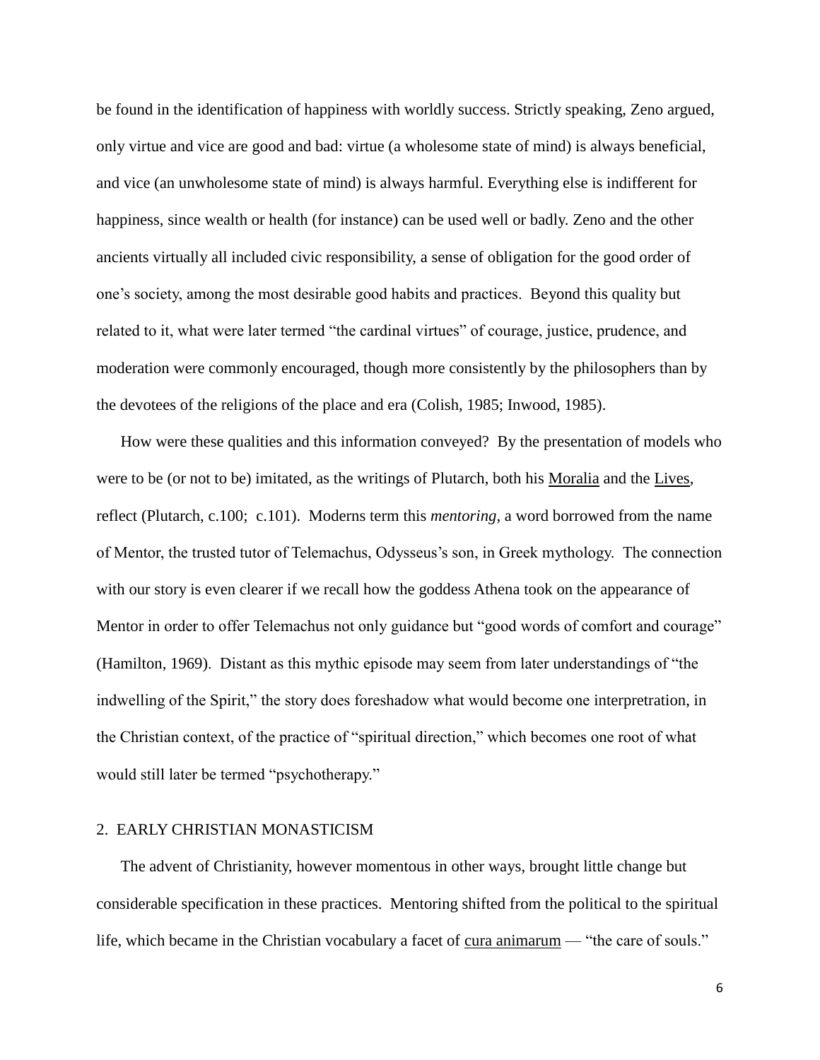be found in the identification of happiness with worldly success. Strictly speaking, Zeno argued, only virtue and vice are good and bad: virtue (a wholesome state of mind) is always beneficial, and vice (an unwholesome state of mind) is always harmful. Everything else is indifferent for happiness, since wealth or health (for instance) can be used well or badly. Zeno and the other ancients virtually all included civic responsibility, a sense of obligation for the good order of one's society, among the most desirable good habits and practices. Beyond this quality but related to it, what were later termed "the cardinal virtues" of courage, justice, prudence, and moderation were commonly encouraged, though more consistently by the philosophers than by the devotees of the religions of the place and era (Colish, 1985; Inwood, 1985).

How were these qualities and this information conveyed? By the presentation of models who were to be (or not to be) imitated, as the writings of Plutarch, both his <u>Moralia</u> and the <u>Lives</u>, reflect (Plutarch, c.100; c.101). Moderns term this *mentoring*, a word borrowed from the name of Mentor, the trusted tutor of Telemachus, Odysseus's son, in Greek mythology. The connection with our story is even clearer if we recall how the goddess Athena took on the appearance of Mentor in order to offer Telemachus not only guidance but "good words of comfort and courage" (Hamilton, 1969). Distant as this mythic episode may seem from later understandings of "the indwelling of the Spirit," the story does foreshadow what would become one interpretration, in the Christian context, of the practice of "spiritual direction," which becomes one root of what would still later be termed "psychotherapy."

## 2. EARLY CHRISTIAN MONASTICISM

The advent of Christianity, however momentous in other ways, brought little change but considerable specification in these practices. Mentoring shifted from the political to the spiritual life, which became in the Christian vocabulary a facet of <u>cura animarum</u> — "the care of souls."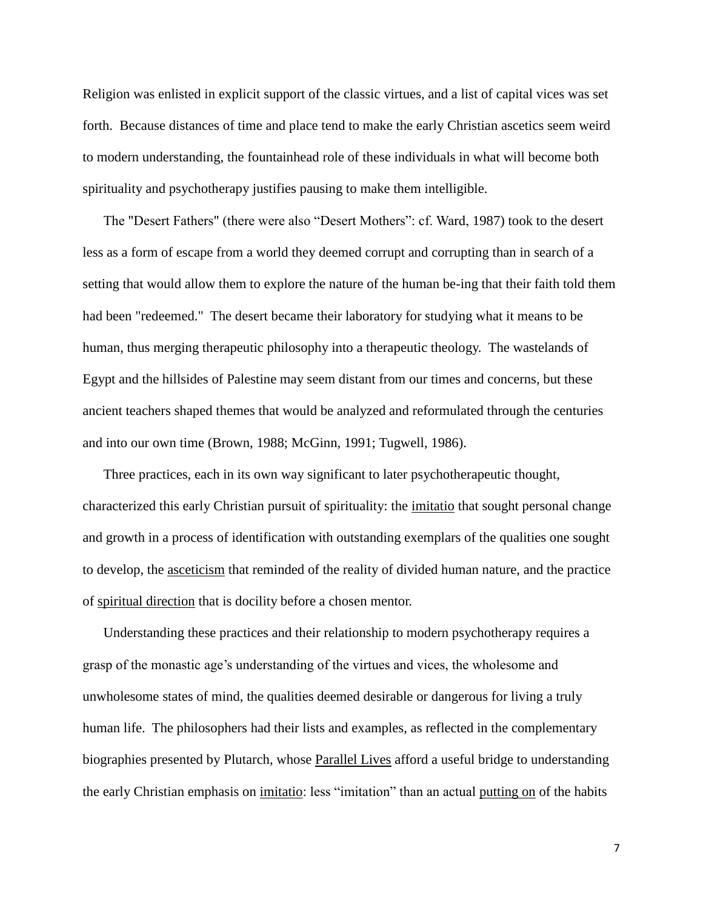Religion was enlisted in explicit support of the classic virtues, and a list of capital vices was set forth. Because distances of time and place tend to make the early Christian ascetics seem weird to modern understanding, the fountainhead role of these individuals in what will become both spirituality and psychotherapy justifies pausing to make them intelligible.

The "Desert Fathers" (there were also "Desert Mothers": cf. Ward, 1987) took to the desert less as a form of escape from a world they deemed corrupt and corrupting than in search of a setting that would allow them to explore the nature of the human be-ing that their faith told them had been "redeemed." The desert became their laboratory for studying what it means to be human, thus merging therapeutic philosophy into a therapeutic theology. The wastelands of Egypt and the hillsides of Palestine may seem distant from our times and concerns, but these ancient teachers shaped themes that would be analyzed and reformulated through the centuries and into our own time (Brown, 1988; McGinn, 1991; Tugwell, 1986).

Three practices, each in its own way significant to later psychotherapeutic thought, characterized this early Christian pursuit of spirituality: the <u>imitatio</u> that sought personal change and growth in a process of identification with outstanding exemplars of the qualities one sought to develop, the <u>asceticism</u> that reminded of the reality of divided human nature, and the practice of <u>spiritual direction</u> that is docility before a chosen mentor.

Understanding these practices and their relationship to modern psychotherapy requires a grasp of the monastic age's understanding of the virtues and vices, the wholesome and unwholesome states of mind, the qualities deemed desirable or dangerous for living a truly human life. The philosophers had their lists and examples, as reflected in the complementary biographies presented by Plutarch, whose <u>Parallel Lives</u> afford a useful bridge to understanding the early Christian emphasis on <u>imitatio</u>: less "imitation" than an actual <u>putting on</u> of the habits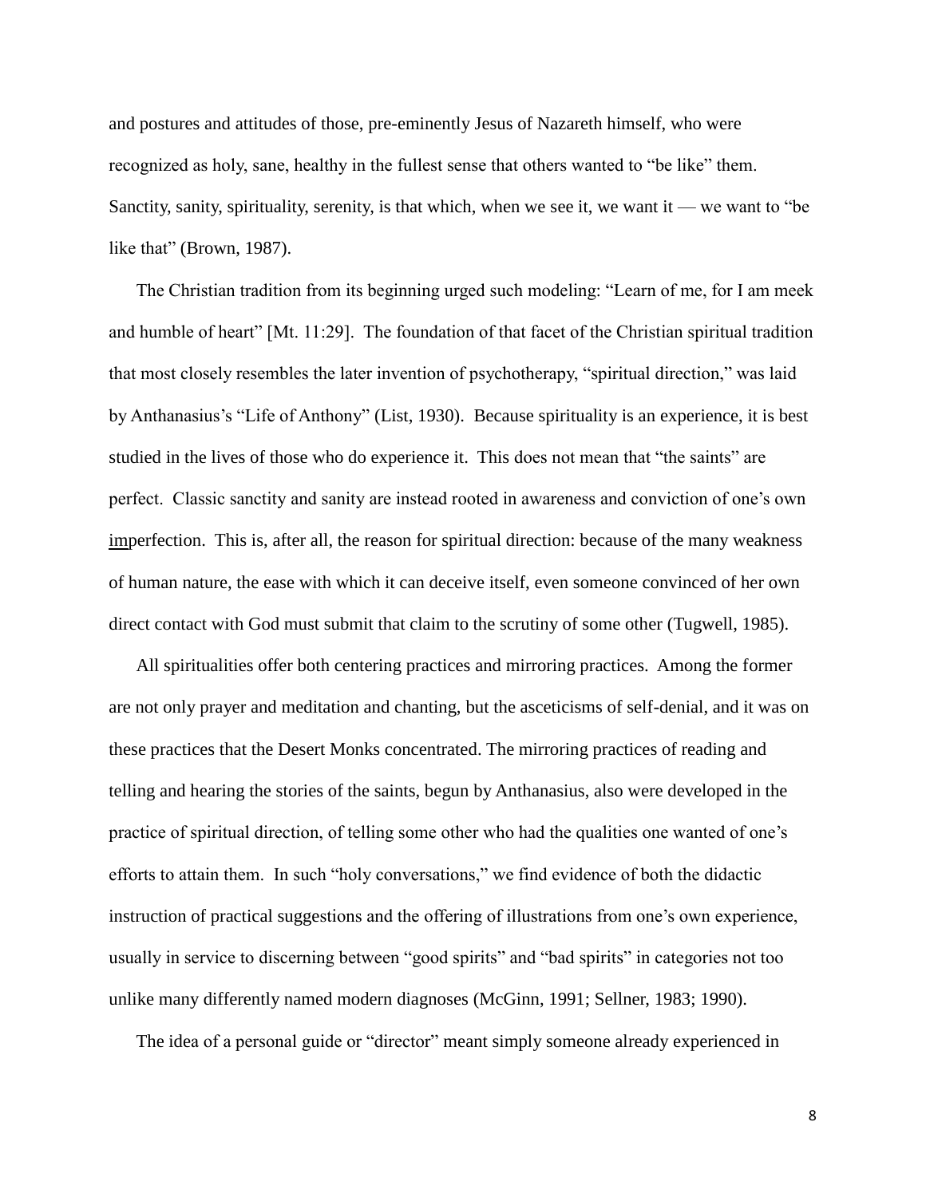and postures and attitudes of those, pre-eminently Jesus of Nazareth himself, who were recognized as holy, sane, healthy in the fullest sense that others wanted to "be like" them. Sanctity, sanity, spirituality, serenity, is that which, when we see it, we want it — we want to "be like that" (Brown, 1987).

The Christian tradition from its beginning urged such modeling: "Learn of me, for I am meek and humble of heart" [Mt. 11:29]. The foundation of that facet of the Christian spiritual tradition that most closely resembles the later invention of psychotherapy, "spiritual direction," was laid by Anthanasius's "Life of Anthony" (List, 1930). Because spirituality is an experience, it is best studied in the lives of those who do experience it. This does not mean that "the saints" are perfect. Classic sanctity and sanity are instead rooted in awareness and conviction of one's own <u>im</u>perfection. This is, after all, the reason for spiritual direction: because of the many weakness of human nature, the ease with which it can deceive itself, even someone convinced of her own direct contact with God must submit that claim to the scrutiny of some other (Tugwell, 1985).

All spiritualities offer both centering practices and mirroring practices. Among the former are not only prayer and meditation and chanting, but the asceticisms of self-denial, and it was on these practices that the Desert Monks concentrated. The mirroring practices of reading and telling and hearing the stories of the saints, begun by Anthanasius, also were developed in the practice of spiritual direction, of telling some other who had the qualities one wanted of one's efforts to attain them. In such "holy conversations," we find evidence of both the didactic instruction of practical suggestions and the offering of illustrations from one's own experience, usually in service to discerning between "good spirits" and "bad spirits" in categories not too unlike many differently named modern diagnoses (McGinn, 1991; Sellner, 1983; 1990).

The idea of a personal guide or "director" meant simply someone already experienced in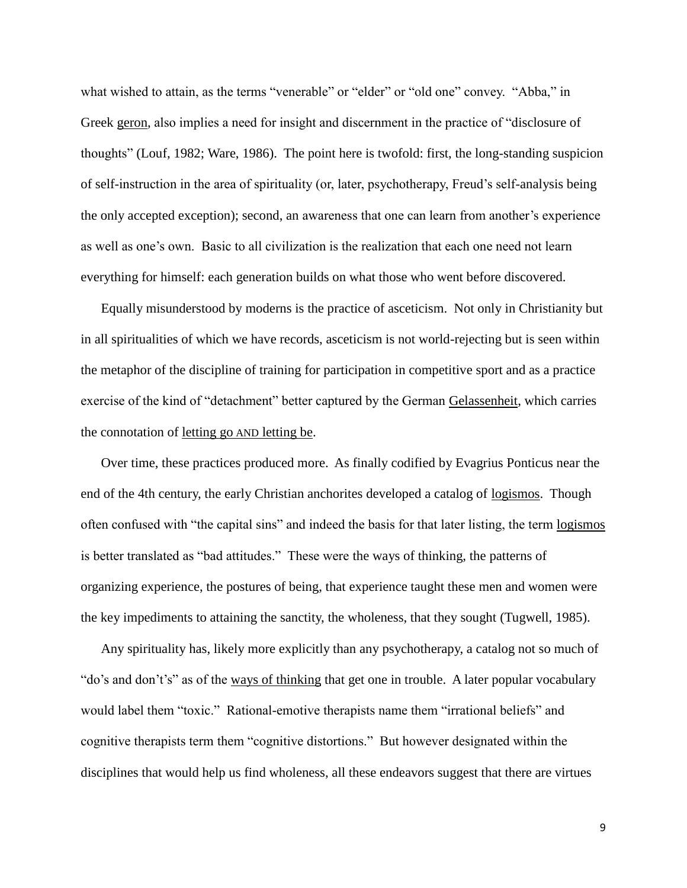what wished to attain, as the terms "venerable" or "elder" or "old one" convey. "Abba," in Greek <u>geron</u>, also implies a need for insight and discernment in the practice of "disclosure of thoughts" (Louf, 1982; Ware, 1986). The point here is twofold: first, the long-standing suspicion of self-instruction in the area of spirituality (or, later, psychotherapy, Freud's self-analysis being the only accepted exception); second, an awareness that one can learn from another's experience as well as one's own. Basic to all civilization is the realization that each one need not learn everything for himself: each generation builds on what those who went before discovered.

Equally misunderstood by moderns is the practice of asceticism. Not only in Christianity but in all spiritualities of which we have records, asceticism is not world-rejecting but is seen within the metaphor of the discipline of training for participation in competitive sport and as a practice exercise of the kind of "detachment" better captured by the German <u>Gelassenheit</u>, which carries the connotation of <u>letting go AND letting be</u>.

Over time, these practices produced more. As finally codified by Evagrius Ponticus near the end of the 4th century, the early Christian anchorites developed a catalog of <u>logismos</u>. Though often confused with "the capital sins" and indeed the basis for that later listing, the term <u>logismos</u> is better translated as "bad attitudes." These were the ways of thinking, the patterns of organizing experience, the postures of being, that experience taught these men and women were the key impediments to attaining the sanctity, the wholeness, that they sought (Tugwell, 1985).

Any spirituality has, likely more explicitly than any psychotherapy, a catalog not so much of "do's and don't's" as of the <u>ways of thinking</u> that get one in trouble. A later popular vocabulary would label them "toxic." Rational-emotive therapists name them "irrational beliefs" and cognitive therapists term them "cognitive distortions." But however designated within the disciplines that would help us find wholeness, all these endeavors suggest that there are virtues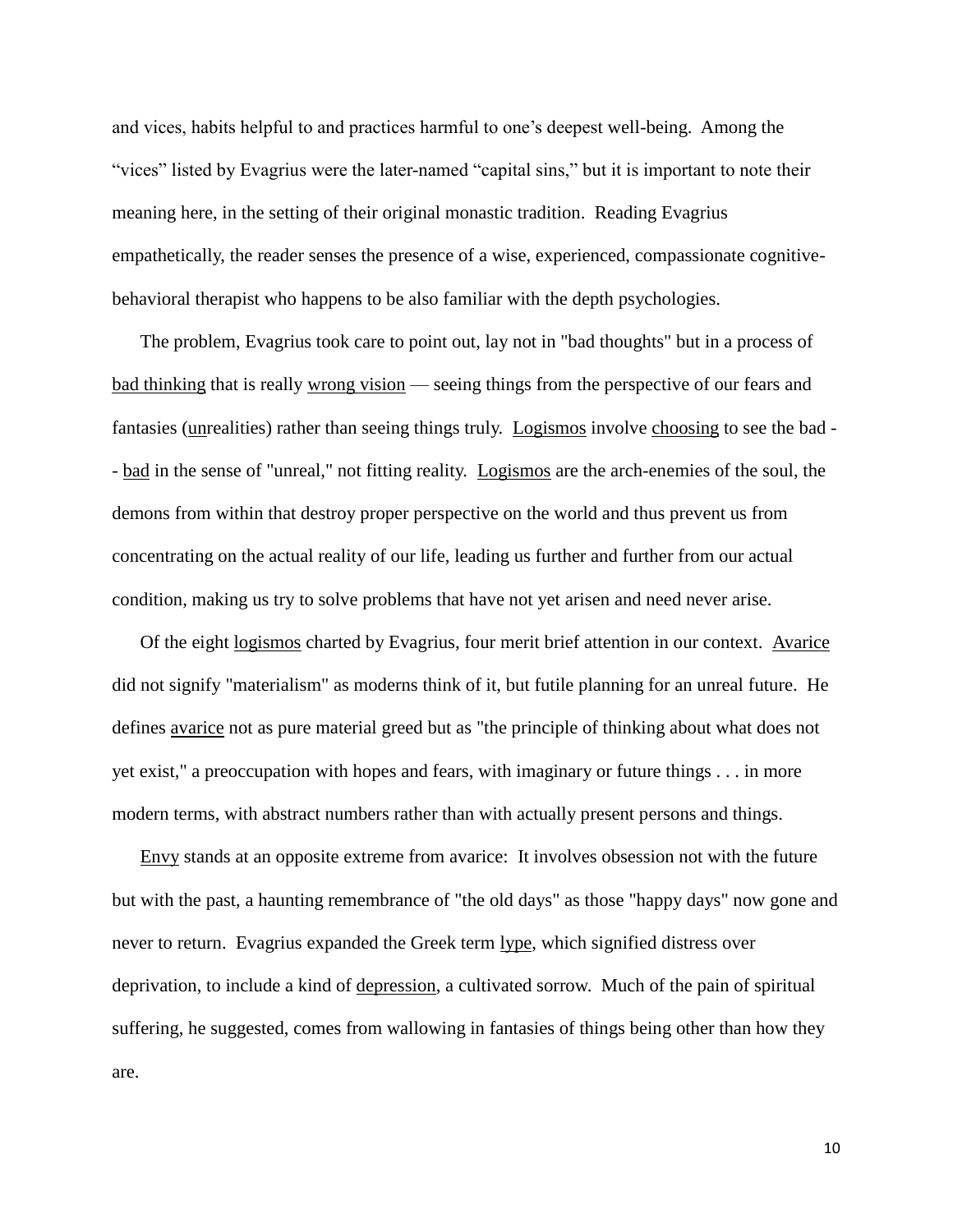and vices, habits helpful to and practices harmful to one's deepest well-being. Among the "vices" listed by Evagrius were the later-named "capital sins," but it is important to note their meaning here, in the setting of their original monastic tradition. Reading Evagrius empathetically, the reader senses the presence of a wise, experienced, compassionate cognitive-behavioral therapist who happens to be also familiar with the depth psychologies.

The problem, Evagrius took care to point out, lay not in "bad thoughts" but in a process of <u>bad thinking</u> that is really <u>wrong vision</u> — seeing things from the perspective of our fears and fantasies (<u>un</u>realities) rather than seeing things truly. <u>Logismos</u> involve <u>choosing</u> to see the bad -- <u>bad</u> in the sense of "unreal," not fitting reality. <u>Logismos</u> are the arch-enemies of the soul, the demons from within that destroy proper perspective on the world and thus prevent us from concentrating on the actual reality of our life, leading us further and further from our actual condition, making us try to solve problems that have not yet arisen and need never arise.

Of the eight <u>logismos</u> charted by Evagrius, four merit brief attention in our context. <u>Avarice</u> did not signify "materialism" as moderns think of it, but futile planning for an unreal future. He defines <u>avarice</u> not as pure material greed but as "the principle of thinking about what does not yet exist," a preoccupation with hopes and fears, with imaginary or future things . . . in more modern terms, with abstract numbers rather than with actually present persons and things.

<u>Envy</u> stands at an opposite extreme from avarice: It involves obsession not with the future but with the past, a haunting remembrance of "the old days" as those "happy days" now gone and never to return. Evagrius expanded the Greek term <u>lype</u>, which signified distress over deprivation, to include a kind of <u>depression</u>, a cultivated sorrow. Much of the pain of spiritual suffering, he suggested, comes from wallowing in fantasies of things being other than how they are.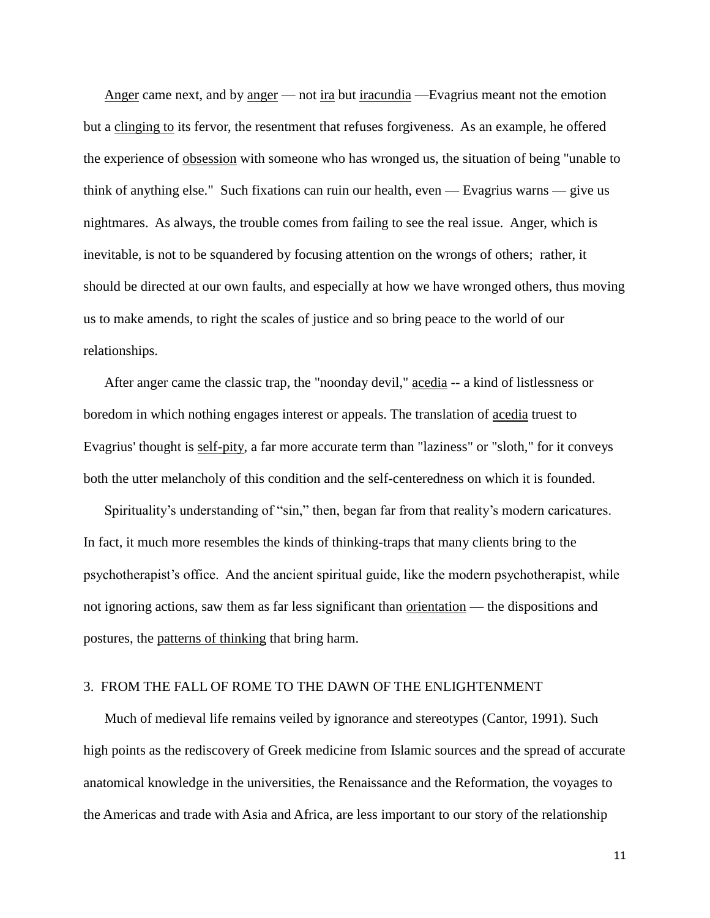Anger came next, and by anger — not ira but iracundia —Evagrius meant not the emotion but a clinging to its fervor, the resentment that refuses forgiveness. As an example, he offered the experience of obsession with someone who has wronged us, the situation of being "unable to think of anything else." Such fixations can ruin our health, even — Evagrius warns — give us nightmares. As always, the trouble comes from failing to see the real issue. Anger, which is inevitable, is not to be squandered by focusing attention on the wrongs of others; rather, it should be directed at our own faults, and especially at how we have wronged others, thus moving us to make amends, to right the scales of justice and so bring peace to the world of our relationships.

After anger came the classic trap, the "noonday devil," acedia -- a kind of listlessness or boredom in which nothing engages interest or appeals. The translation of acedia truest to Evagrius' thought is self-pity, a far more accurate term than "laziness" or "sloth," for it conveys both the utter melancholy of this condition and the self-centeredness on which it is founded.

Spirituality's understanding of "sin," then, began far from that reality's modern caricatures. In fact, it much more resembles the kinds of thinking-traps that many clients bring to the psychotherapist's office. And the ancient spiritual guide, like the modern psychotherapist, while not ignoring actions, saw them as far less significant than orientation — the dispositions and postures, the patterns of thinking that bring harm.

## 3. FROM THE FALL OF ROME TO THE DAWN OF THE ENLIGHTENMENT

Much of medieval life remains veiled by ignorance and stereotypes (Cantor, 1991). Such high points as the rediscovery of Greek medicine from Islamic sources and the spread of accurate anatomical knowledge in the universities, the Renaissance and the Reformation, the voyages to the Americas and trade with Asia and Africa, are less important to our story of the relationship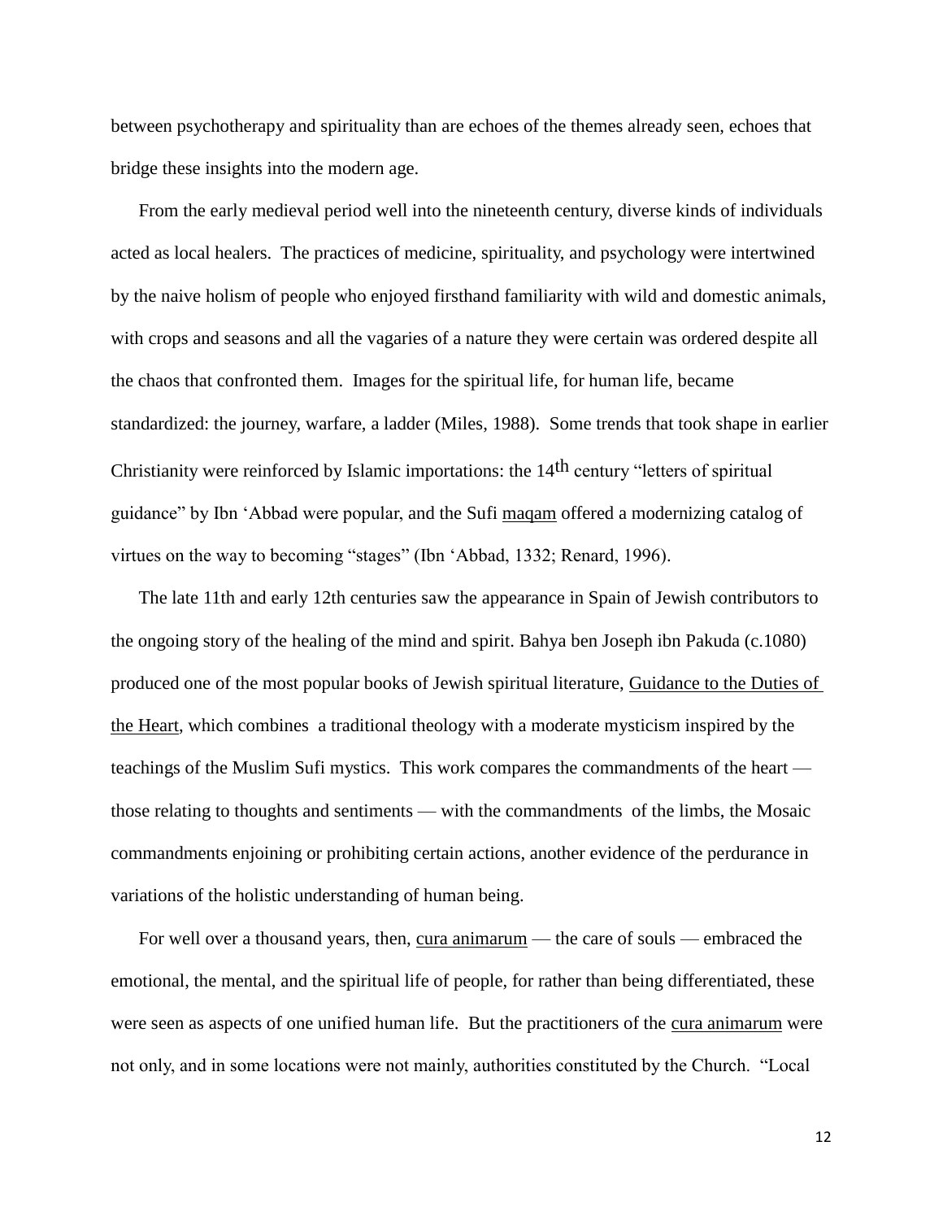between psychotherapy and spirituality than are echoes of the themes already seen, echoes that bridge these insights into the modern age.

From the early medieval period well into the nineteenth century, diverse kinds of individuals acted as local healers. The practices of medicine, spirituality, and psychology were intertwined by the naive holism of people who enjoyed firsthand familiarity with wild and domestic animals, with crops and seasons and all the vagaries of a nature they were certain was ordered despite all the chaos that confronted them. Images for the spiritual life, for human life, became standardized: the journey, warfare, a ladder (Miles, 1988). Some trends that took shape in earlier Christianity were reinforced by Islamic importations: the 14th century "letters of spiritual guidance" by Ibn 'Abbad were popular, and the Sufi maqam offered a modernizing catalog of virtues on the way to becoming "stages" (Ibn 'Abbad, 1332; Renard, 1996).

The late 11th and early 12th centuries saw the appearance in Spain of Jewish contributors to the ongoing story of the healing of the mind and spirit. Bahya ben Joseph ibn Pakuda (c.1080) produced one of the most popular books of Jewish spiritual literature, Guidance to the Duties of the Heart, which combines a traditional theology with a moderate mysticism inspired by the teachings of the Muslim Sufi mystics. This work compares the commandments of the heart — those relating to thoughts and sentiments — with the commandments of the limbs, the Mosaic commandments enjoining or prohibiting certain actions, another evidence of the perdurance in variations of the holistic understanding of human being.

For well over a thousand years, then, cura animarum — the care of souls — embraced the emotional, the mental, and the spiritual life of people, for rather than being differentiated, these were seen as aspects of one unified human life. But the practitioners of the cura animarum were not only, and in some locations were not mainly, authorities constituted by the Church. "Local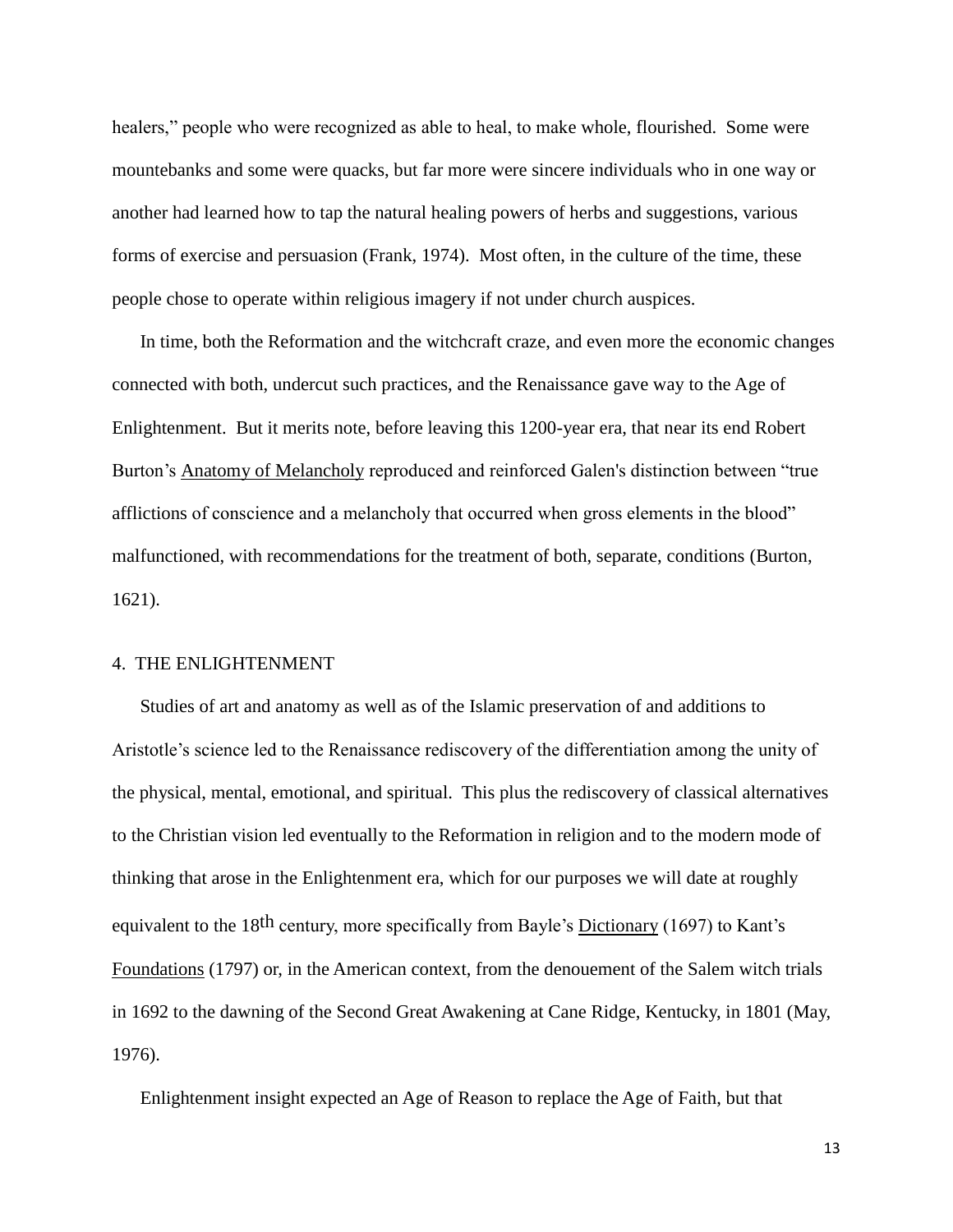healers," people who were recognized as able to heal, to make whole, flourished. Some were mountebanks and some were quacks, but far more were sincere individuals who in one way or another had learned how to tap the natural healing powers of herbs and suggestions, various forms of exercise and persuasion (Frank, 1974). Most often, in the culture of the time, these people chose to operate within religious imagery if not under church auspices.

In time, both the Reformation and the witchcraft craze, and even more the economic changes connected with both, undercut such practices, and the Renaissance gave way to the Age of Enlightenment. But it merits note, before leaving this 1200-year era, that near its end Robert Burton's Anatomy of Melancholy reproduced and reinforced Galen's distinction between "true afflictions of conscience and a melancholy that occurred when gross elements in the blood" malfunctioned, with recommendations for the treatment of both, separate, conditions (Burton, 1621).

## 4. THE ENLIGHTENMENT

Studies of art and anatomy as well as of the Islamic preservation of and additions to Aristotle's science led to the Renaissance rediscovery of the differentiation among the unity of the physical, mental, emotional, and spiritual. This plus the rediscovery of classical alternatives to the Christian vision led eventually to the Reformation in religion and to the modern mode of thinking that arose in the Enlightenment era, which for our purposes we will date at roughly equivalent to the 18th century, more specifically from Bayle's Dictionary (1697) to Kant's Foundations (1797) or, in the American context, from the denouement of the Salem witch trials in 1692 to the dawning of the Second Great Awakening at Cane Ridge, Kentucky, in 1801 (May, 1976).

Enlightenment insight expected an Age of Reason to replace the Age of Faith, but that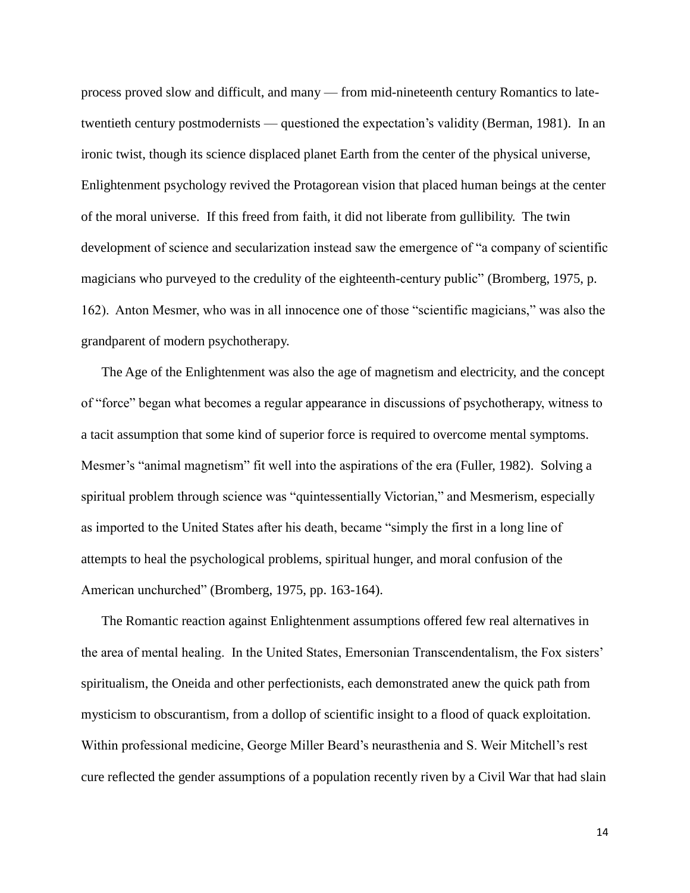process proved slow and difficult, and many — from mid-nineteenth century Romantics to late-twentieth century postmodernists — questioned the expectation's validity (Berman, 1981). In an ironic twist, though its science displaced planet Earth from the center of the physical universe, Enlightenment psychology revived the Protagorean vision that placed human beings at the center of the moral universe. If this freed from faith, it did not liberate from gullibility. The twin development of science and secularization instead saw the emergence of "a company of scientific magicians who purveyed to the credulity of the eighteenth-century public" (Bromberg, 1975, p. 162). Anton Mesmer, who was in all innocence one of those "scientific magicians," was also the grandparent of modern psychotherapy.

The Age of the Enlightenment was also the age of magnetism and electricity, and the concept of "force" began what becomes a regular appearance in discussions of psychotherapy, witness to a tacit assumption that some kind of superior force is required to overcome mental symptoms. Mesmer's "animal magnetism" fit well into the aspirations of the era (Fuller, 1982). Solving a spiritual problem through science was "quintessentially Victorian," and Mesmerism, especially as imported to the United States after his death, became "simply the first in a long line of attempts to heal the psychological problems, spiritual hunger, and moral confusion of the American unchurched" (Bromberg, 1975, pp. 163-164).

The Romantic reaction against Enlightenment assumptions offered few real alternatives in the area of mental healing. In the United States, Emersonian Transcendentalism, the Fox sisters' spiritualism, the Oneida and other perfectionists, each demonstrated anew the quick path from mysticism to obscurantism, from a dollop of scientific insight to a flood of quack exploitation. Within professional medicine, George Miller Beard's neurasthenia and S. Weir Mitchell's rest cure reflected the gender assumptions of a population recently riven by a Civil War that had slain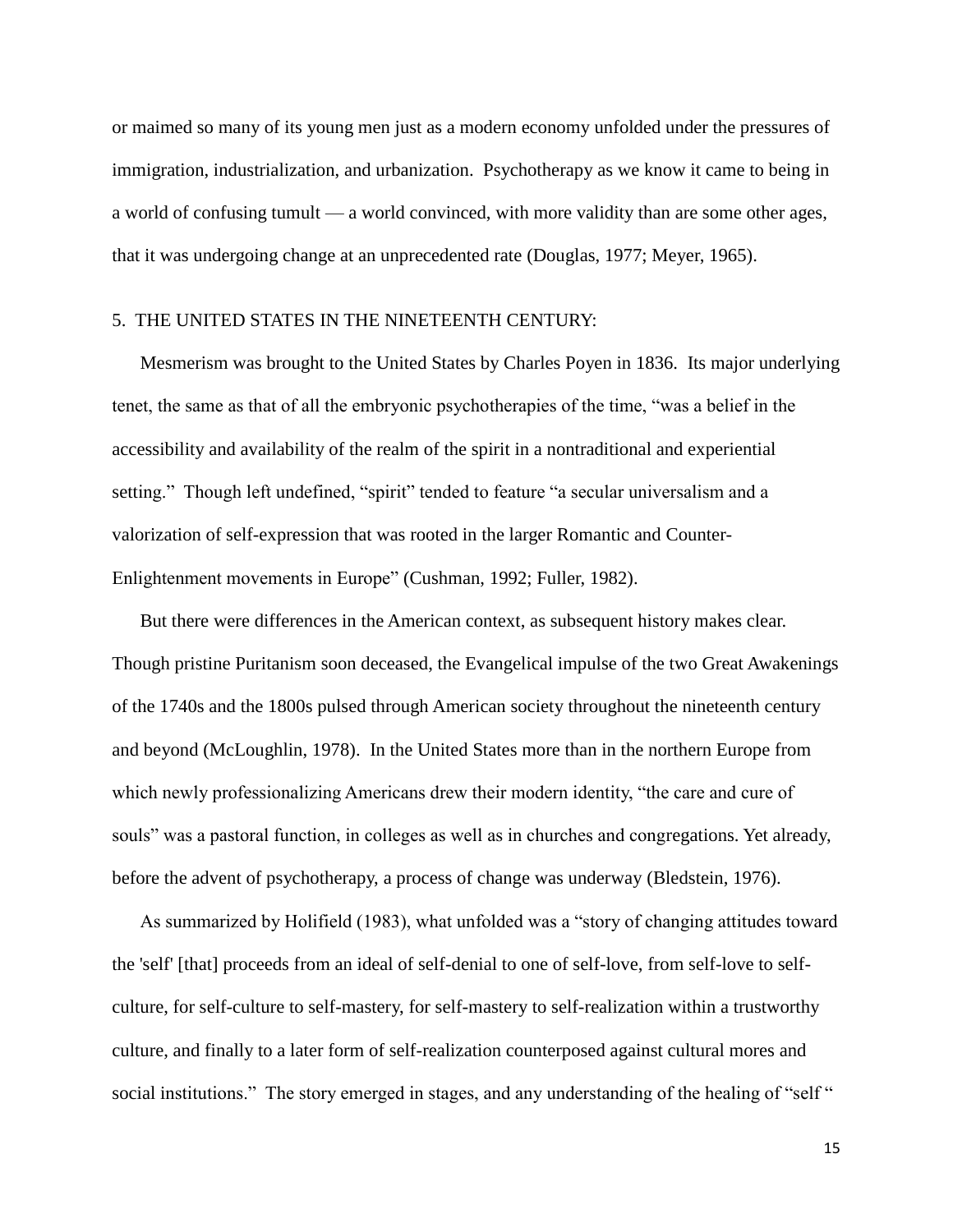or maimed so many of its young men just as a modern economy unfolded under the pressures of immigration, industrialization, and urbanization. Psychotherapy as we know it came to being in a world of confusing tumult — a world convinced, with more validity than are some other ages, that it was undergoing change at an unprecedented rate (Douglas, 1977; Meyer, 1965).

## 5. THE UNITED STATES IN THE NINETEENTH CENTURY:

Mesmerism was brought to the United States by Charles Poyen in 1836. Its major underlying tenet, the same as that of all the embryonic psychotherapies of the time, "was a belief in the accessibility and availability of the realm of the spirit in a nontraditional and experiential setting." Though left undefined, "spirit" tended to feature "a secular universalism and a valorization of self-expression that was rooted in the larger Romantic and Counter-Enlightenment movements in Europe" (Cushman, 1992; Fuller, 1982).

But there were differences in the American context, as subsequent history makes clear. Though pristine Puritanism soon deceased, the Evangelical impulse of the two Great Awakenings of the 1740s and the 1800s pulsed through American society throughout the nineteenth century and beyond (McLoughlin, 1978). In the United States more than in the northern Europe from which newly professionalizing Americans drew their modern identity, "the care and cure of souls" was a pastoral function, in colleges as well as in churches and congregations. Yet already, before the advent of psychotherapy, a process of change was underway (Bledstein, 1976).

As summarized by Holifield (1983), what unfolded was a "story of changing attitudes toward the 'self' [that] proceeds from an ideal of self-denial to one of self-love, from self-love to self-culture, for self-culture to self-mastery, for self-mastery to self-realization within a trustworthy culture, and finally to a later form of self-realization counterposed against cultural mores and social institutions." The story emerged in stages, and any understanding of the healing of "self "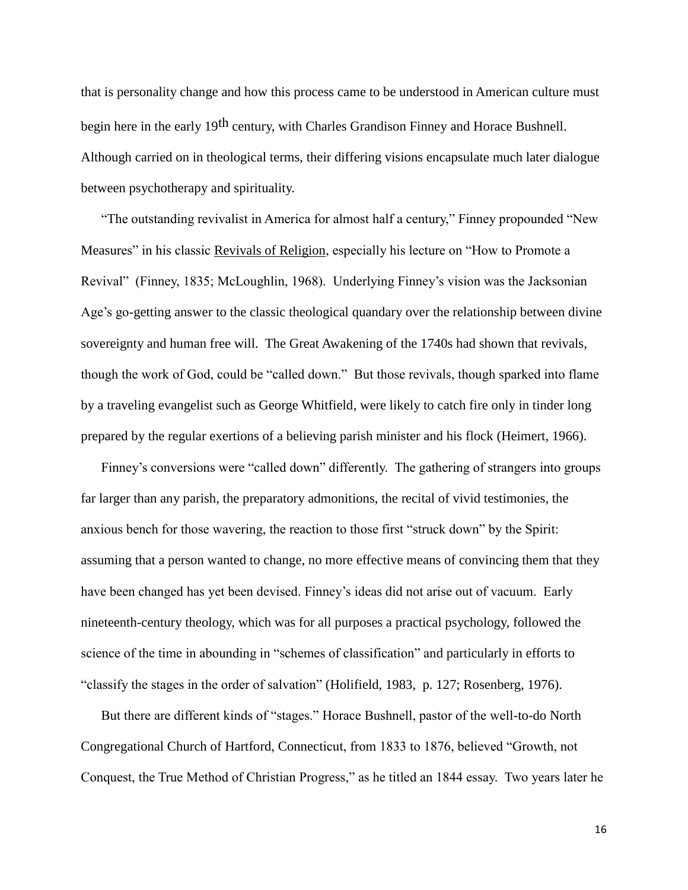that is personality change and how this process came to be understood in American culture must begin here in the early 19th century, with Charles Grandison Finney and Horace Bushnell. Although carried on in theological terms, their differing visions encapsulate much later dialogue between psychotherapy and spirituality.

"The outstanding revivalist in America for almost half a century," Finney propounded "New Measures" in his classic Revivals of Religion, especially his lecture on "How to Promote a Revival" (Finney, 1835; McLoughlin, 1968). Underlying Finney's vision was the Jacksonian Age's go-getting answer to the classic theological quandary over the relationship between divine sovereignty and human free will. The Great Awakening of the 1740s had shown that revivals, though the work of God, could be "called down." But those revivals, though sparked into flame by a traveling evangelist such as George Whitfield, were likely to catch fire only in tinder long prepared by the regular exertions of a believing parish minister and his flock (Heimert, 1966).

Finney's conversions were "called down" differently. The gathering of strangers into groups far larger than any parish, the preparatory admonitions, the recital of vivid testimonies, the anxious bench for those wavering, the reaction to those first "struck down" by the Spirit: assuming that a person wanted to change, no more effective means of convincing them that they have been changed has yet been devised. Finney's ideas did not arise out of vacuum. Early nineteenth-century theology, which was for all purposes a practical psychology, followed the science of the time in abounding in "schemes of classification" and particularly in efforts to "classify the stages in the order of salvation" (Holifield, 1983, p. 127; Rosenberg, 1976).

But there are different kinds of "stages." Horace Bushnell, pastor of the well-to-do North Congregational Church of Hartford, Connecticut, from 1833 to 1876, believed "Growth, not Conquest, the True Method of Christian Progress," as he titled an 1844 essay. Two years later he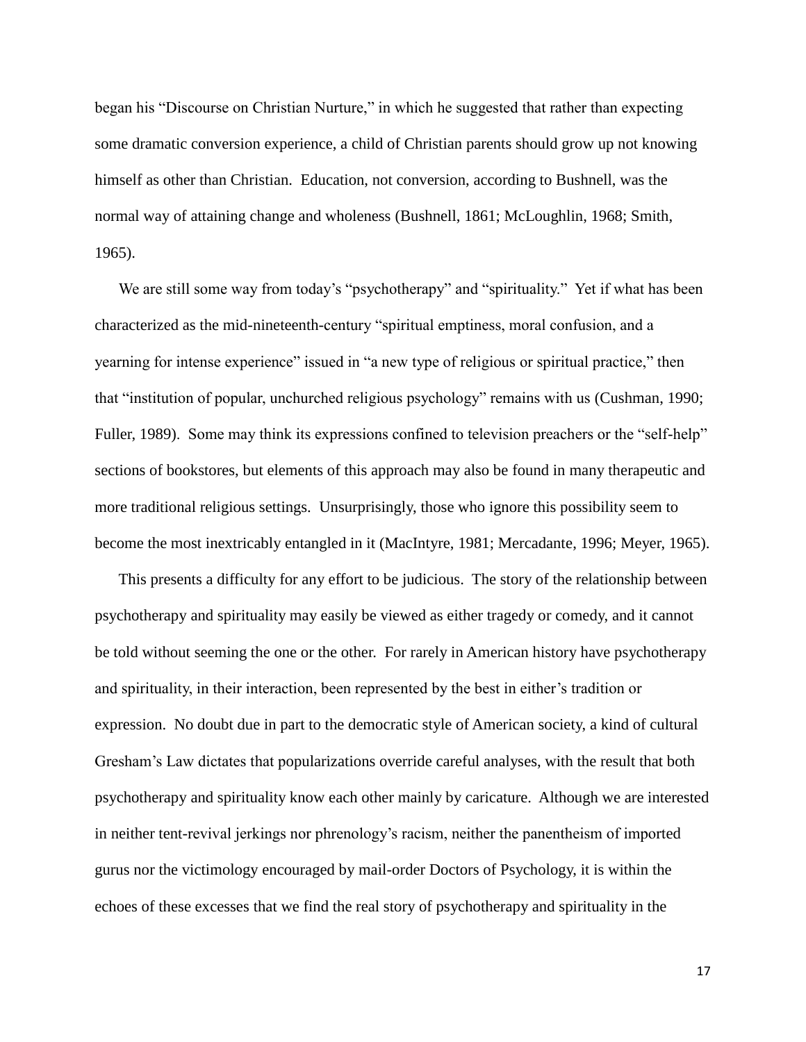began his "Discourse on Christian Nurture," in which he suggested that rather than expecting some dramatic conversion experience, a child of Christian parents should grow up not knowing himself as other than Christian. Education, not conversion, according to Bushnell, was the normal way of attaining change and wholeness (Bushnell, 1861; McLoughlin, 1968; Smith, 1965).

We are still some way from today's "psychotherapy" and "spirituality." Yet if what has been characterized as the mid-nineteenth-century "spiritual emptiness, moral confusion, and a yearning for intense experience" issued in "a new type of religious or spiritual practice," then that "institution of popular, unchurched religious psychology" remains with us (Cushman, 1990; Fuller, 1989). Some may think its expressions confined to television preachers or the "self-help" sections of bookstores, but elements of this approach may also be found in many therapeutic and more traditional religious settings. Unsurprisingly, those who ignore this possibility seem to become the most inextricably entangled in it (MacIntyre, 1981; Mercadante, 1996; Meyer, 1965).

This presents a difficulty for any effort to be judicious. The story of the relationship between psychotherapy and spirituality may easily be viewed as either tragedy or comedy, and it cannot be told without seeming the one or the other. For rarely in American history have psychotherapy and spirituality, in their interaction, been represented by the best in either's tradition or expression. No doubt due in part to the democratic style of American society, a kind of cultural Gresham's Law dictates that popularizations override careful analyses, with the result that both psychotherapy and spirituality know each other mainly by caricature. Although we are interested in neither tent-revival jerkings nor phrenology's racism, neither the panentheism of imported gurus nor the victimology encouraged by mail-order Doctors of Psychology, it is within the echoes of these excesses that we find the real story of psychotherapy and spirituality in the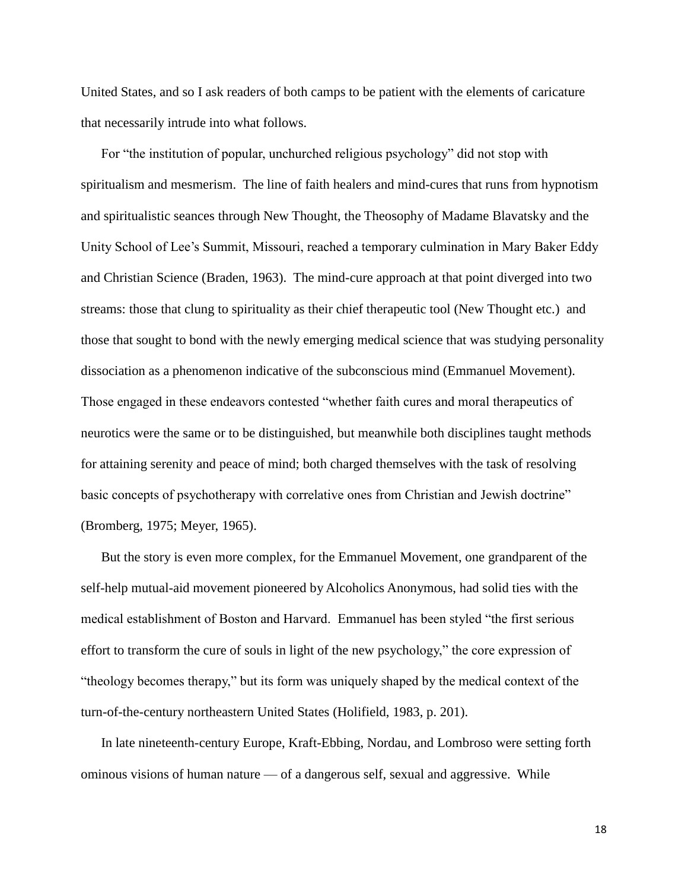United States, and so I ask readers of both camps to be patient with the elements of caricature that necessarily intrude into what follows.

For "the institution of popular, unchurched religious psychology" did not stop with spiritualism and mesmerism. The line of faith healers and mind-cures that runs from hypnotism and spiritualistic seances through New Thought, the Theosophy of Madame Blavatsky and the Unity School of Lee's Summit, Missouri, reached a temporary culmination in Mary Baker Eddy and Christian Science (Braden, 1963). The mind-cure approach at that point diverged into two streams: those that clung to spirituality as their chief therapeutic tool (New Thought etc.) and those that sought to bond with the newly emerging medical science that was studying personality dissociation as a phenomenon indicative of the subconscious mind (Emmanuel Movement). Those engaged in these endeavors contested "whether faith cures and moral therapeutics of neurotics were the same or to be distinguished, but meanwhile both disciplines taught methods for attaining serenity and peace of mind; both charged themselves with the task of resolving basic concepts of psychotherapy with correlative ones from Christian and Jewish doctrine" (Bromberg, 1975; Meyer, 1965).

But the story is even more complex, for the Emmanuel Movement, one grandparent of the self-help mutual-aid movement pioneered by Alcoholics Anonymous, had solid ties with the medical establishment of Boston and Harvard. Emmanuel has been styled "the first serious effort to transform the cure of souls in light of the new psychology," the core expression of "theology becomes therapy," but its form was uniquely shaped by the medical context of the turn-of-the-century northeastern United States (Holifield, 1983, p. 201).

In late nineteenth-century Europe, Kraft-Ebbing, Nordau, and Lombroso were setting forth ominous visions of human nature — of a dangerous self, sexual and aggressive. While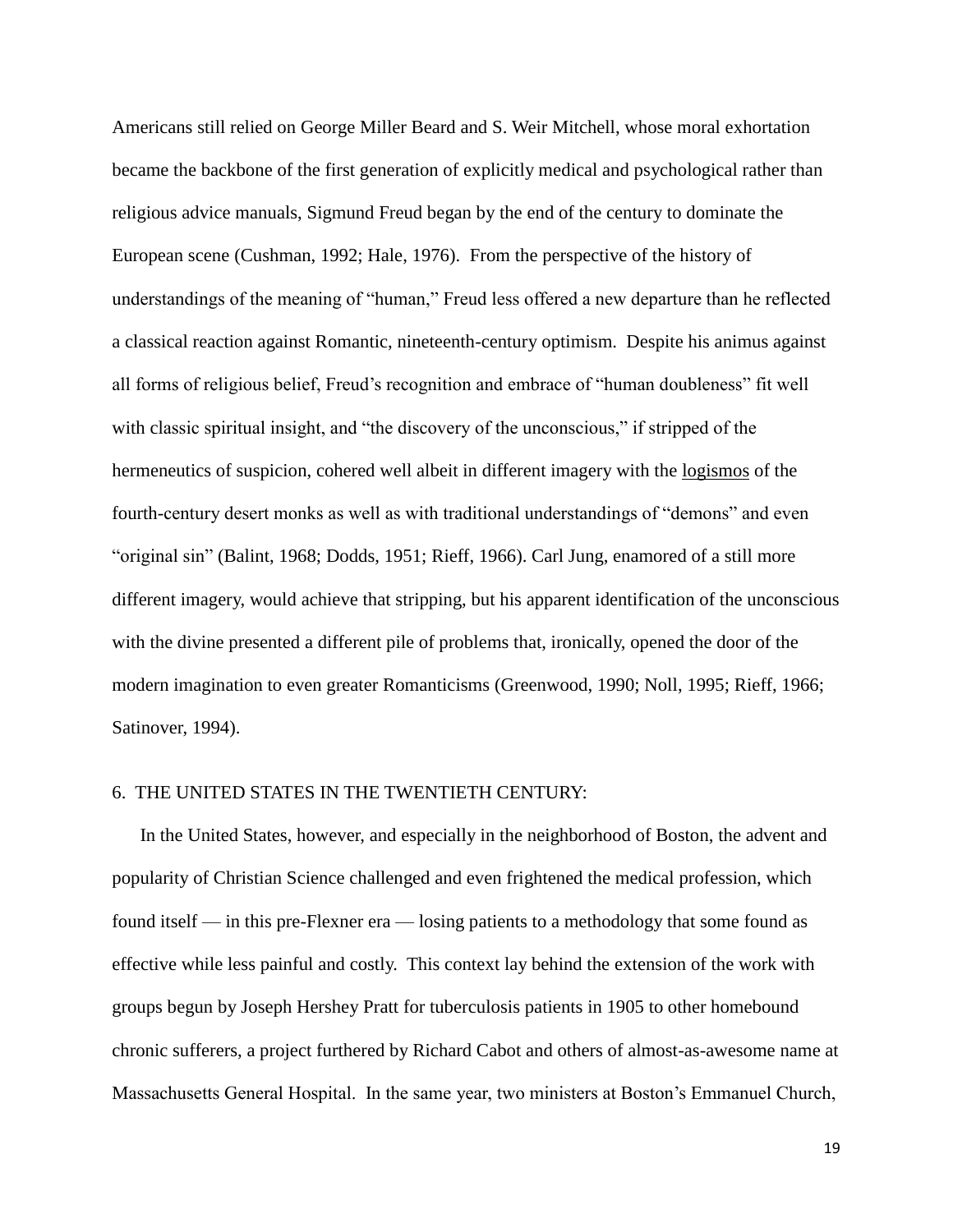Americans still relied on George Miller Beard and S. Weir Mitchell, whose moral exhortation became the backbone of the first generation of explicitly medical and psychological rather than religious advice manuals, Sigmund Freud began by the end of the century to dominate the European scene (Cushman, 1992; Hale, 1976). From the perspective of the history of understandings of the meaning of "human," Freud less offered a new departure than he reflected a classical reaction against Romantic, nineteenth-century optimism. Despite his animus against all forms of religious belief, Freud's recognition and embrace of "human doubleness" fit well with classic spiritual insight, and "the discovery of the unconscious," if stripped of the hermeneutics of suspicion, cohered well albeit in different imagery with the <u>logismos</u> of the fourth-century desert monks as well as with traditional understandings of "demons" and even "original sin" (Balint, 1968; Dodds, 1951; Rieff, 1966). Carl Jung, enamored of a still more different imagery, would achieve that stripping, but his apparent identification of the unconscious with the divine presented a different pile of problems that, ironically, opened the door of the modern imagination to even greater Romanticisms (Greenwood, 1990; Noll, 1995; Rieff, 1966; Satinover, 1994).

## 6. THE UNITED STATES IN THE TWENTIETH CENTURY:

In the United States, however, and especially in the neighborhood of Boston, the advent and popularity of Christian Science challenged and even frightened the medical profession, which found itself — in this pre-Flexner era — losing patients to a methodology that some found as effective while less painful and costly. This context lay behind the extension of the work with groups begun by Joseph Hershey Pratt for tuberculosis patients in 1905 to other homebound chronic sufferers, a project furthered by Richard Cabot and others of almost-as-awesome name at Massachusetts General Hospital. In the same year, two ministers at Boston's Emmanuel Church,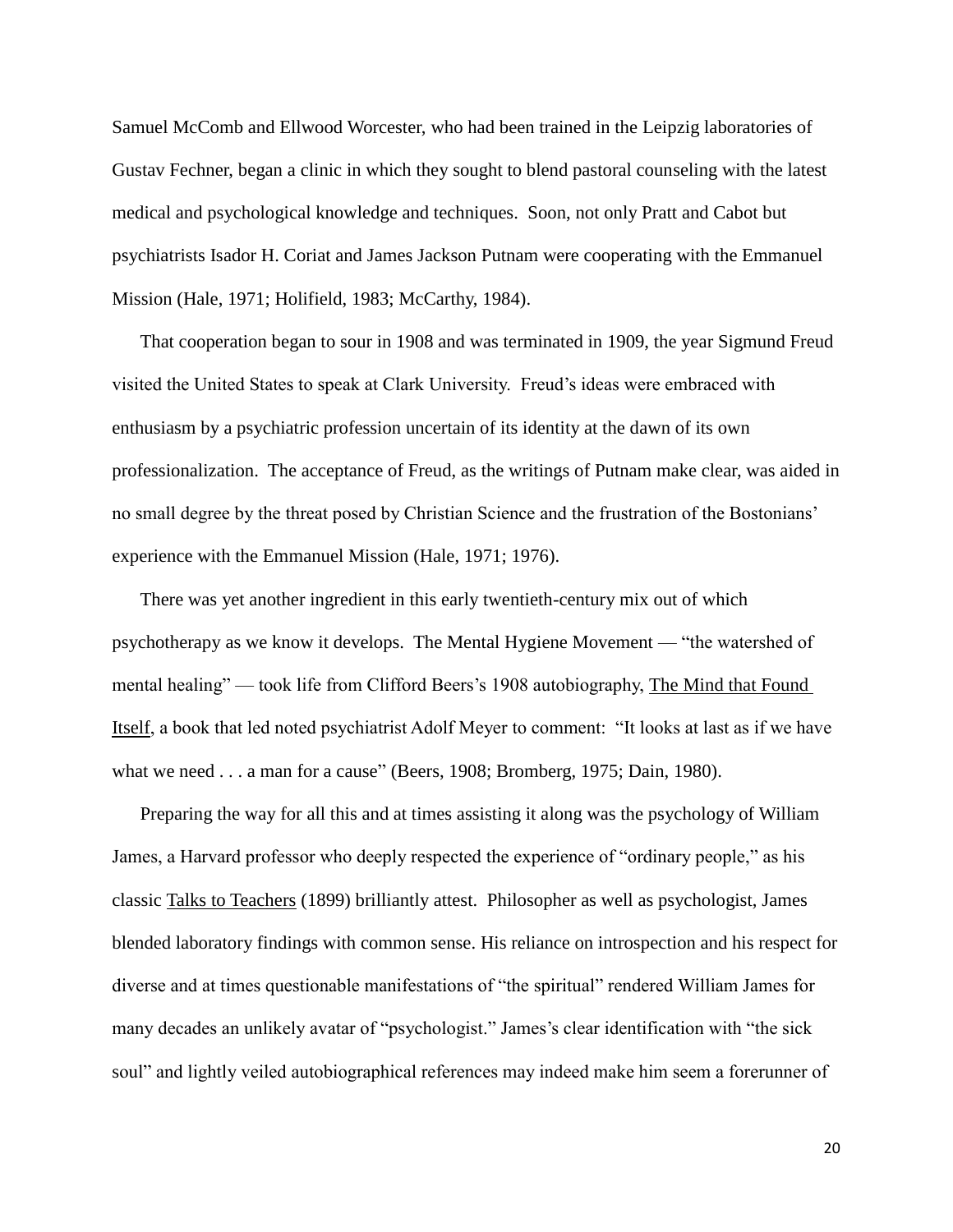Samuel McComb and Ellwood Worcester, who had been trained in the Leipzig laboratories of Gustav Fechner, began a clinic in which they sought to blend pastoral counseling with the latest medical and psychological knowledge and techniques. Soon, not only Pratt and Cabot but psychiatrists Isador H. Coriat and James Jackson Putnam were cooperating with the Emmanuel Mission (Hale, 1971; Holifield, 1983; McCarthy, 1984).

That cooperation began to sour in 1908 and was terminated in 1909, the year Sigmund Freud visited the United States to speak at Clark University. Freud's ideas were embraced with enthusiasm by a psychiatric profession uncertain of its identity at the dawn of its own professionalization. The acceptance of Freud, as the writings of Putnam make clear, was aided in no small degree by the threat posed by Christian Science and the frustration of the Bostonians' experience with the Emmanuel Mission (Hale, 1971; 1976).

There was yet another ingredient in this early twentieth-century mix out of which psychotherapy as we know it develops. The Mental Hygiene Movement — "the watershed of mental healing" — took life from Clifford Beers's 1908 autobiography, <u>The Mind that Found Itself</u>, a book that led noted psychiatrist Adolf Meyer to comment: "It looks at last as if we have what we need . . . a man for a cause" (Beers, 1908; Bromberg, 1975; Dain, 1980).

Preparing the way for all this and at times assisting it along was the psychology of William James, a Harvard professor who deeply respected the experience of "ordinary people," as his classic <u>Talks to Teachers</u> (1899) brilliantly attest. Philosopher as well as psychologist, James blended laboratory findings with common sense. His reliance on introspection and his respect for diverse and at times questionable manifestations of "the spiritual" rendered William James for many decades an unlikely avatar of "psychologist." James's clear identification with "the sick soul" and lightly veiled autobiographical references may indeed make him seem a forerunner of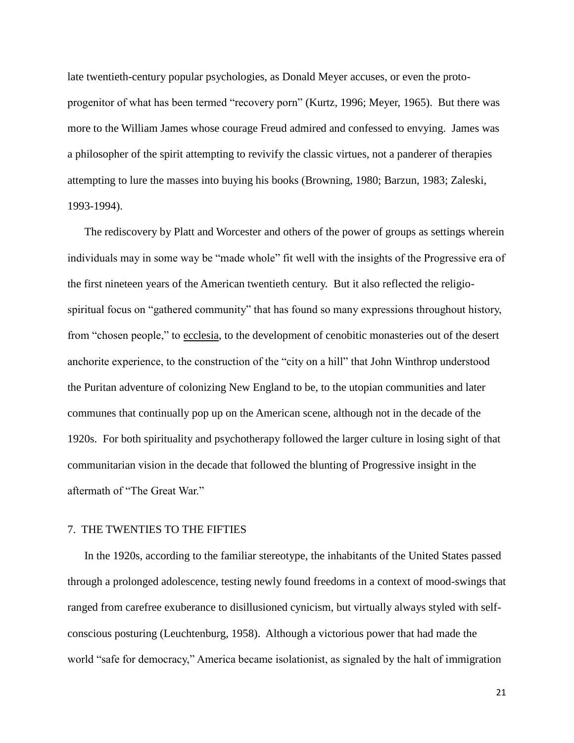late twentieth-century popular psychologies, as Donald Meyer accuses, or even the proto-progenitor of what has been termed "recovery porn" (Kurtz, 1996; Meyer, 1965). But there was more to the William James whose courage Freud admired and confessed to envying. James was a philosopher of the spirit attempting to revivify the classic virtues, not a panderer of therapies attempting to lure the masses into buying his books (Browning, 1980; Barzun, 1983; Zaleski, 1993-1994).

The rediscovery by Platt and Worcester and others of the power of groups as settings wherein individuals may in some way be "made whole" fit well with the insights of the Progressive era of the first nineteen years of the American twentieth century. But it also reflected the religio-spiritual focus on "gathered community" that has found so many expressions throughout history, from "chosen people," to ecclesia, to the development of cenobitic monasteries out of the desert anchorite experience, to the construction of the "city on a hill" that John Winthrop understood the Puritan adventure of colonizing New England to be, to the utopian communities and later communes that continually pop up on the American scene, although not in the decade of the 1920s. For both spirituality and psychotherapy followed the larger culture in losing sight of that communitarian vision in the decade that followed the blunting of Progressive insight in the aftermath of "The Great War."

## 7. THE TWENTIES TO THE FIFTIES

In the 1920s, according to the familiar stereotype, the inhabitants of the United States passed through a prolonged adolescence, testing newly found freedoms in a context of mood-swings that ranged from carefree exuberance to disillusioned cynicism, but virtually always styled with self-conscious posturing (Leuchtenburg, 1958). Although a victorious power that had made the world "safe for democracy," America became isolationist, as signaled by the halt of immigration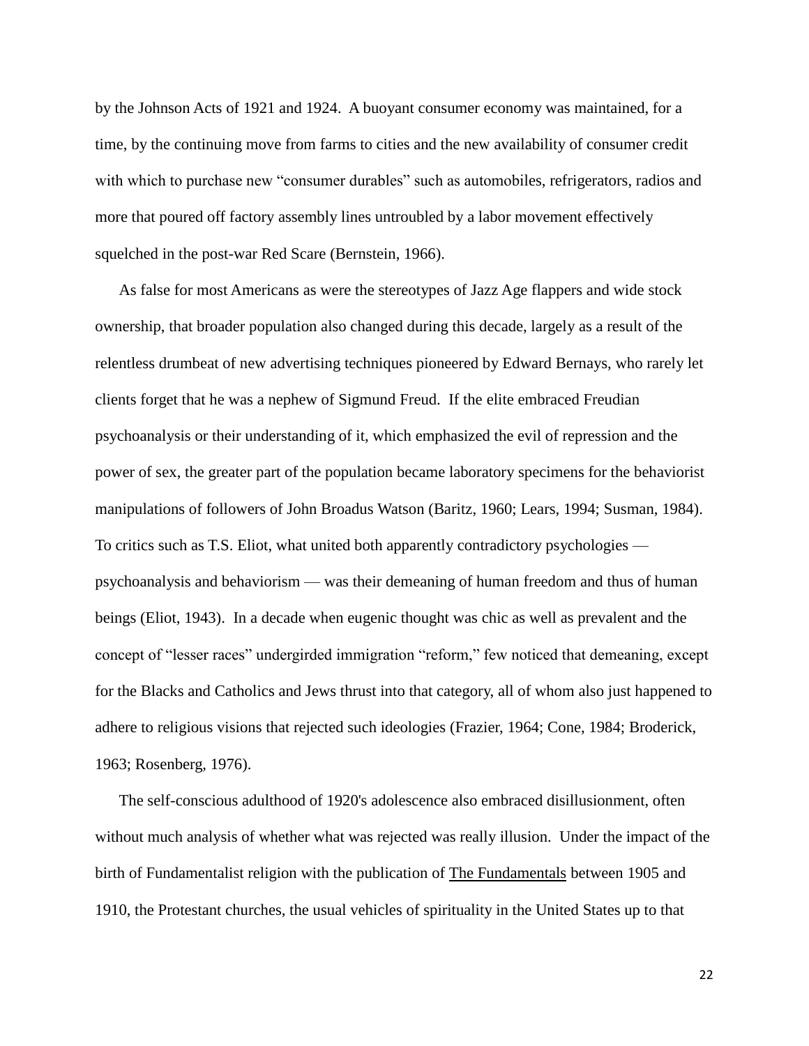by the Johnson Acts of 1921 and 1924. A buoyant consumer economy was maintained, for a time, by the continuing move from farms to cities and the new availability of consumer credit with which to purchase new "consumer durables" such as automobiles, refrigerators, radios and more that poured off factory assembly lines untroubled by a labor movement effectively squelched in the post-war Red Scare (Bernstein, 1966).

As false for most Americans as were the stereotypes of Jazz Age flappers and wide stock ownership, that broader population also changed during this decade, largely as a result of the relentless drumbeat of new advertising techniques pioneered by Edward Bernays, who rarely let clients forget that he was a nephew of Sigmund Freud. If the elite embraced Freudian psychoanalysis or their understanding of it, which emphasized the evil of repression and the power of sex, the greater part of the population became laboratory specimens for the behaviorist manipulations of followers of John Broadus Watson (Baritz, 1960; Lears, 1994; Susman, 1984). To critics such as T.S. Eliot, what united both apparently contradictory psychologies — psychoanalysis and behaviorism — was their demeaning of human freedom and thus of human beings (Eliot, 1943). In a decade when eugenic thought was chic as well as prevalent and the concept of "lesser races" undergirded immigration "reform," few noticed that demeaning, except for the Blacks and Catholics and Jews thrust into that category, all of whom also just happened to adhere to religious visions that rejected such ideologies (Frazier, 1964; Cone, 1984; Broderick, 1963; Rosenberg, 1976).

The self-conscious adulthood of 1920's adolescence also embraced disillusionment, often without much analysis of whether what was rejected was really illusion. Under the impact of the birth of Fundamentalist religion with the publication of The Fundamentals between 1905 and 1910, the Protestant churches, the usual vehicles of spirituality in the United States up to that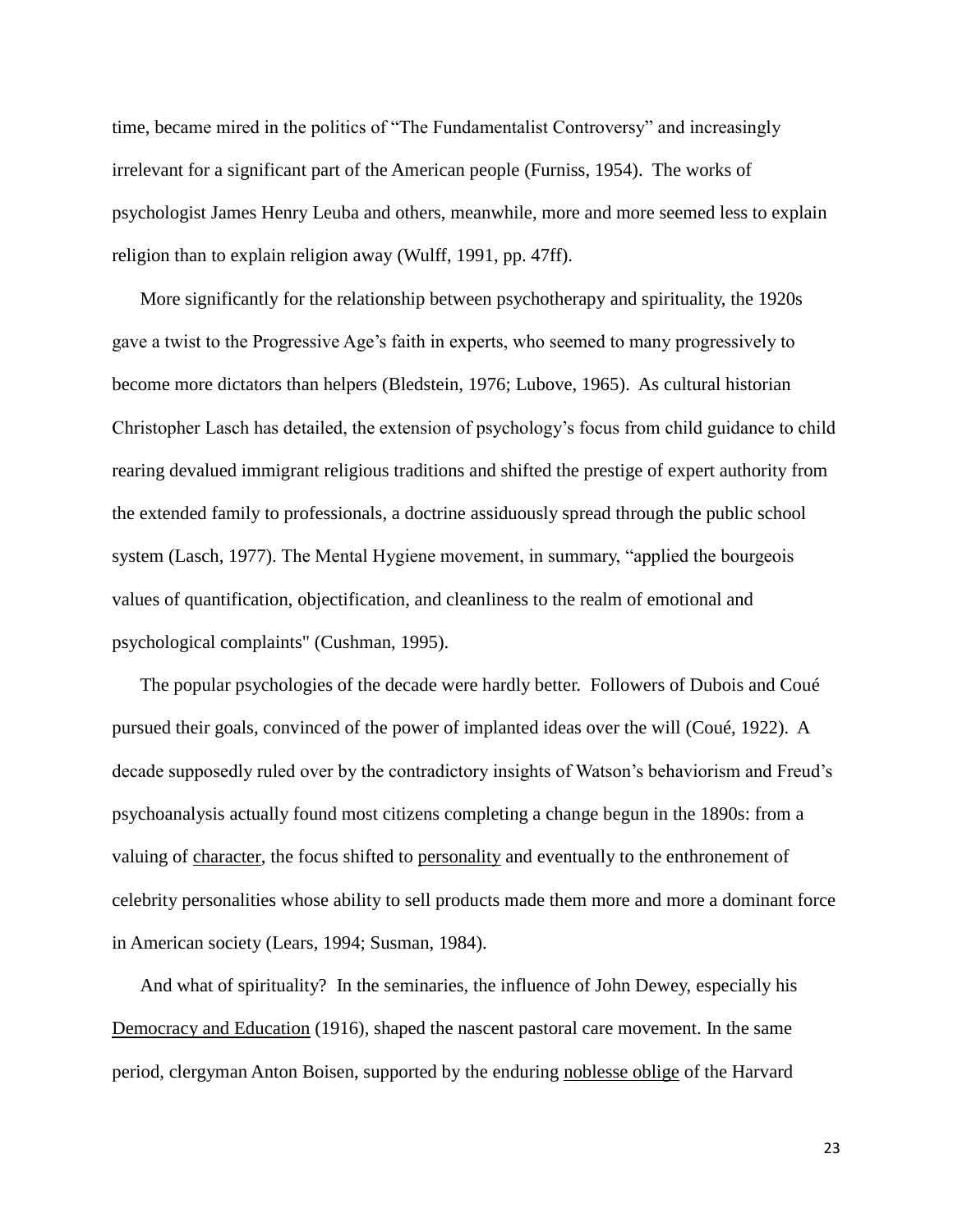time, became mired in the politics of "The Fundamentalist Controversy" and increasingly irrelevant for a significant part of the American people (Furniss, 1954). The works of psychologist James Henry Leuba and others, meanwhile, more and more seemed less to explain religion than to explain religion away (Wulff, 1991, pp. 47ff).

More significantly for the relationship between psychotherapy and spirituality, the 1920s gave a twist to the Progressive Age's faith in experts, who seemed to many progressively to become more dictators than helpers (Bledstein, 1976; Lubove, 1965). As cultural historian Christopher Lasch has detailed, the extension of psychology's focus from child guidance to child rearing devalued immigrant religious traditions and shifted the prestige of expert authority from the extended family to professionals, a doctrine assiduously spread through the public school system (Lasch, 1977). The Mental Hygiene movement, in summary, "applied the bourgeois values of quantification, objectification, and cleanliness to the realm of emotional and psychological complaints" (Cushman, 1995).

The popular psychologies of the decade were hardly better. Followers of Dubois and Coué pursued their goals, convinced of the power of implanted ideas over the will (Coué, 1922). A decade supposedly ruled over by the contradictory insights of Watson's behaviorism and Freud's psychoanalysis actually found most citizens completing a change begun in the 1890s: from a valuing of <u>character</u>, the focus shifted to <u>personality</u> and eventually to the enthronement of celebrity personalities whose ability to sell products made them more and more a dominant force in American society (Lears, 1994; Susman, 1984).

And what of spirituality? In the seminaries, the influence of John Dewey, especially his <u>Democracy and Education</u> (1916), shaped the nascent pastoral care movement. In the same period, clergyman Anton Boisen, supported by the enduring <u>noblesse oblige</u> of the Harvard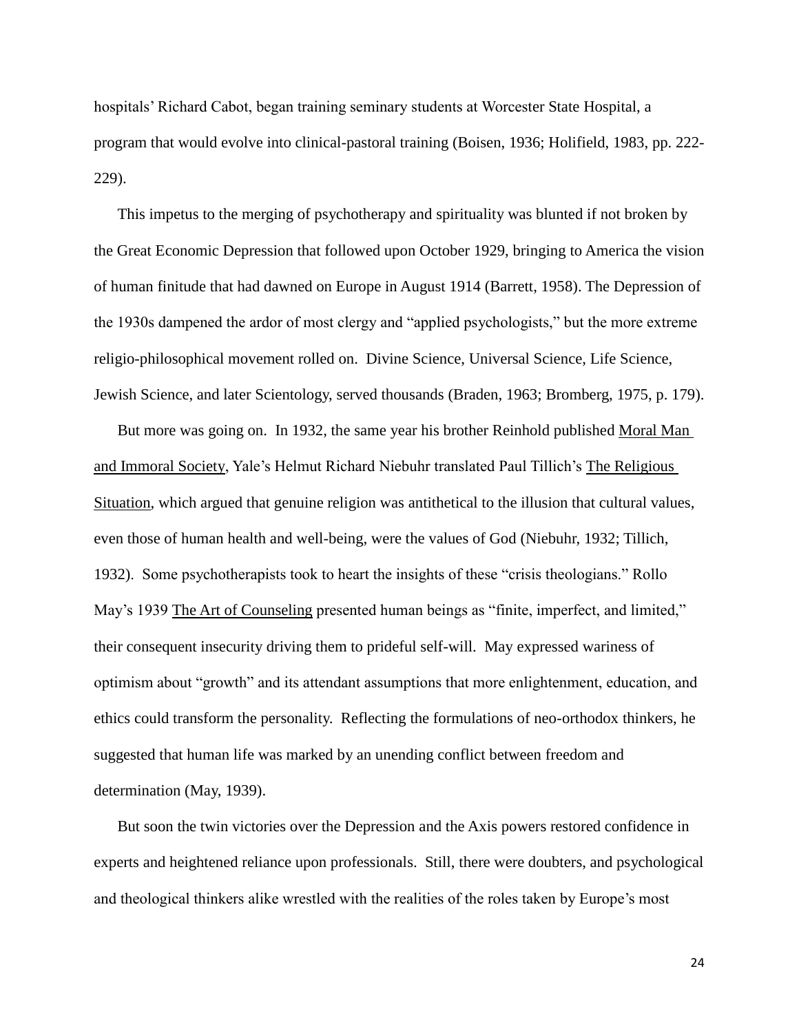hospitals' Richard Cabot, began training seminary students at Worcester State Hospital, a program that would evolve into clinical-pastoral training (Boisen, 1936; Holifield, 1983, pp. 222-229).

This impetus to the merging of psychotherapy and spirituality was blunted if not broken by the Great Economic Depression that followed upon October 1929, bringing to America the vision of human finitude that had dawned on Europe in August 1914 (Barrett, 1958). The Depression of the 1930s dampened the ardor of most clergy and "applied psychologists," but the more extreme religio-philosophical movement rolled on. Divine Science, Universal Science, Life Science, Jewish Science, and later Scientology, served thousands (Braden, 1963; Bromberg, 1975, p. 179).

But more was going on. In 1932, the same year his brother Reinhold published Moral Man and Immoral Society, Yale's Helmut Richard Niebuhr translated Paul Tillich's The Religious Situation, which argued that genuine religion was antithetical to the illusion that cultural values, even those of human health and well-being, were the values of God (Niebuhr, 1932; Tillich, 1932). Some psychotherapists took to heart the insights of these "crisis theologians." Rollo May's 1939 The Art of Counseling presented human beings as "finite, imperfect, and limited," their consequent insecurity driving them to prideful self-will. May expressed wariness of optimism about "growth" and its attendant assumptions that more enlightenment, education, and ethics could transform the personality. Reflecting the formulations of neo-orthodox thinkers, he suggested that human life was marked by an unending conflict between freedom and determination (May, 1939).

But soon the twin victories over the Depression and the Axis powers restored confidence in experts and heightened reliance upon professionals. Still, there were doubters, and psychological and theological thinkers alike wrestled with the realities of the roles taken by Europe's most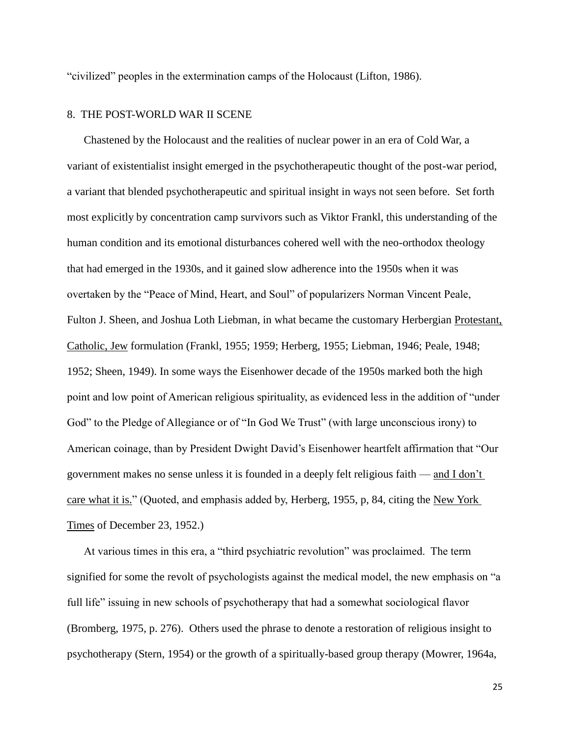"civilized" peoples in the extermination camps of the Holocaust (Lifton, 1986).

## 8. THE POST-WORLD WAR II SCENE

Chastened by the Holocaust and the realities of nuclear power in an era of Cold War, a variant of existentialist insight emerged in the psychotherapeutic thought of the post-war period, a variant that blended psychotherapeutic and spiritual insight in ways not seen before. Set forth most explicitly by concentration camp survivors such as Viktor Frankl, this understanding of the human condition and its emotional disturbances cohered well with the neo-orthodox theology that had emerged in the 1930s, and it gained slow adherence into the 1950s when it was overtaken by the "Peace of Mind, Heart, and Soul" of popularizers Norman Vincent Peale, Fulton J. Sheen, and Joshua Loth Liebman, in what became the customary Herbergian Protestant, Catholic, Jew formulation (Frankl, 1955; 1959; Herberg, 1955; Liebman, 1946; Peale, 1948; 1952; Sheen, 1949). In some ways the Eisenhower decade of the 1950s marked both the high point and low point of American religious spirituality, as evidenced less in the addition of "under God" to the Pledge of Allegiance or of "In God We Trust" (with large unconscious irony) to American coinage, than by President Dwight David's Eisenhower heartfelt affirmation that "Our government makes no sense unless it is founded in a deeply felt religious faith — and I don't care what it is." (Quoted, and emphasis added by, Herberg, 1955, p, 84, citing the New York Times of December 23, 1952.)

At various times in this era, a "third psychiatric revolution" was proclaimed. The term signified for some the revolt of psychologists against the medical model, the new emphasis on "a full life" issuing in new schools of psychotherapy that had a somewhat sociological flavor (Bromberg, 1975, p. 276). Others used the phrase to denote a restoration of religious insight to psychotherapy (Stern, 1954) or the growth of a spiritually-based group therapy (Mowrer, 1964a,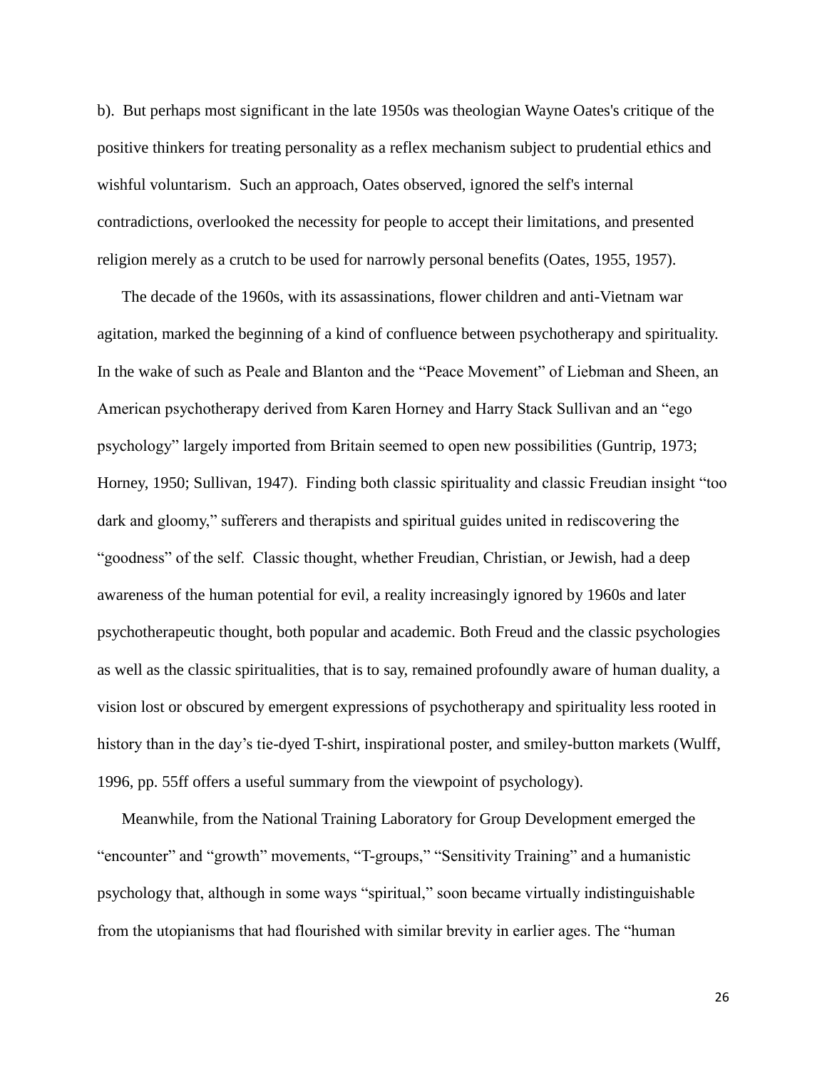b). But perhaps most significant in the late 1950s was theologian Wayne Oates's critique of the positive thinkers for treating personality as a reflex mechanism subject to prudential ethics and wishful voluntarism. Such an approach, Oates observed, ignored the self's internal contradictions, overlooked the necessity for people to accept their limitations, and presented religion merely as a crutch to be used for narrowly personal benefits (Oates, 1955, 1957).

The decade of the 1960s, with its assassinations, flower children and anti-Vietnam war agitation, marked the beginning of a kind of confluence between psychotherapy and spirituality. In the wake of such as Peale and Blanton and the "Peace Movement" of Liebman and Sheen, an American psychotherapy derived from Karen Horney and Harry Stack Sullivan and an "ego psychology" largely imported from Britain seemed to open new possibilities (Guntrip, 1973; Horney, 1950; Sullivan, 1947). Finding both classic spirituality and classic Freudian insight "too dark and gloomy," sufferers and therapists and spiritual guides united in rediscovering the "goodness" of the self. Classic thought, whether Freudian, Christian, or Jewish, had a deep awareness of the human potential for evil, a reality increasingly ignored by 1960s and later psychotherapeutic thought, both popular and academic. Both Freud and the classic psychologies as well as the classic spiritualities, that is to say, remained profoundly aware of human duality, a vision lost or obscured by emergent expressions of psychotherapy and spirituality less rooted in history than in the day's tie-dyed T-shirt, inspirational poster, and smiley-button markets (Wulff, 1996, pp. 55ff offers a useful summary from the viewpoint of psychology).

Meanwhile, from the National Training Laboratory for Group Development emerged the "encounter" and "growth" movements, "T-groups," "Sensitivity Training" and a humanistic psychology that, although in some ways "spiritual," soon became virtually indistinguishable from the utopianisms that had flourished with similar brevity in earlier ages. The "human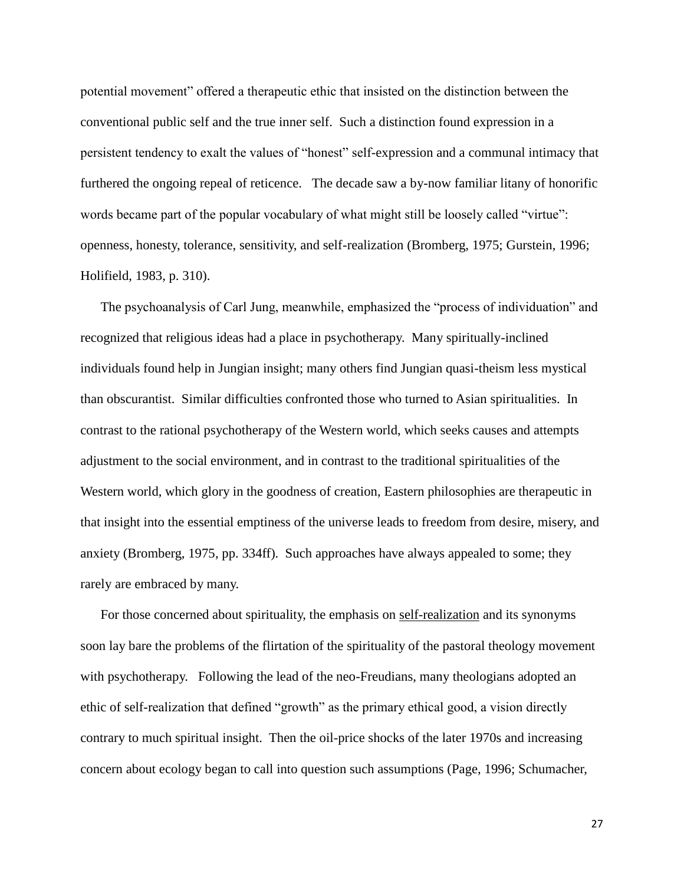potential movement" offered a therapeutic ethic that insisted on the distinction between the conventional public self and the true inner self. Such a distinction found expression in a persistent tendency to exalt the values of "honest" self-expression and a communal intimacy that furthered the ongoing repeal of reticence. The decade saw a by-now familiar litany of honorific words became part of the popular vocabulary of what might still be loosely called "virtue": openness, honesty, tolerance, sensitivity, and self-realization (Bromberg, 1975; Gurstein, 1996; Holifield, 1983, p. 310).

The psychoanalysis of Carl Jung, meanwhile, emphasized the "process of individuation" and recognized that religious ideas had a place in psychotherapy. Many spiritually-inclined individuals found help in Jungian insight; many others find Jungian quasi-theism less mystical than obscurantist. Similar difficulties confronted those who turned to Asian spiritualities. In contrast to the rational psychotherapy of the Western world, which seeks causes and attempts adjustment to the social environment, and in contrast to the traditional spiritualities of the Western world, which glory in the goodness of creation, Eastern philosophies are therapeutic in that insight into the essential emptiness of the universe leads to freedom from desire, misery, and anxiety (Bromberg, 1975, pp. 334ff). Such approaches have always appealed to some; they rarely are embraced by many.

For those concerned about spirituality, the emphasis on <u>self-realization</u> and its synonyms soon lay bare the problems of the flirtation of the spirituality of the pastoral theology movement with psychotherapy. Following the lead of the neo-Freudians, many theologians adopted an ethic of self-realization that defined "growth" as the primary ethical good, a vision directly contrary to much spiritual insight. Then the oil-price shocks of the later 1970s and increasing concern about ecology began to call into question such assumptions (Page, 1996; Schumacher,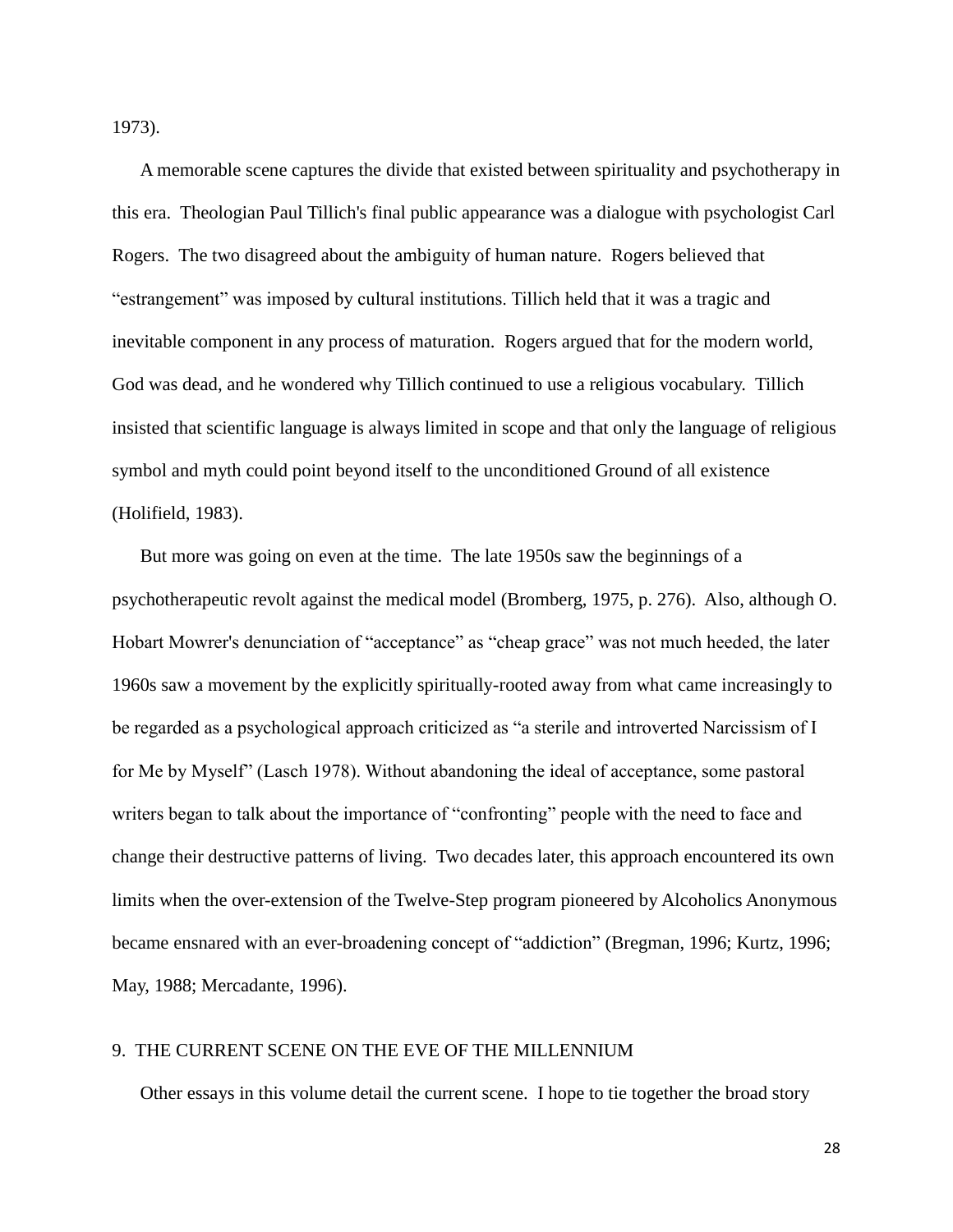1973).

A memorable scene captures the divide that existed between spirituality and psychotherapy in this era. Theologian Paul Tillich's final public appearance was a dialogue with psychologist Carl Rogers. The two disagreed about the ambiguity of human nature. Rogers believed that "estrangement" was imposed by cultural institutions. Tillich held that it was a tragic and inevitable component in any process of maturation. Rogers argued that for the modern world, God was dead, and he wondered why Tillich continued to use a religious vocabulary. Tillich insisted that scientific language is always limited in scope and that only the language of religious symbol and myth could point beyond itself to the unconditioned Ground of all existence (Holifield, 1983).

But more was going on even at the time. The late 1950s saw the beginnings of a psychotherapeutic revolt against the medical model (Bromberg, 1975, p. 276). Also, although O. Hobart Mowrer's denunciation of "acceptance" as "cheap grace" was not much heeded, the later 1960s saw a movement by the explicitly spiritually-rooted away from what came increasingly to be regarded as a psychological approach criticized as "a sterile and introverted Narcissism of I for Me by Myself" (Lasch 1978). Without abandoning the ideal of acceptance, some pastoral writers began to talk about the importance of "confronting" people with the need to face and change their destructive patterns of living. Two decades later, this approach encountered its own limits when the over-extension of the Twelve-Step program pioneered by Alcoholics Anonymous became ensnared with an ever-broadening concept of "addiction" (Bregman, 1996; Kurtz, 1996; May, 1988; Mercadante, 1996).

## 9. THE CURRENT SCENE ON THE EVE OF THE MILLENNIUM

Other essays in this volume detail the current scene. I hope to tie together the broad story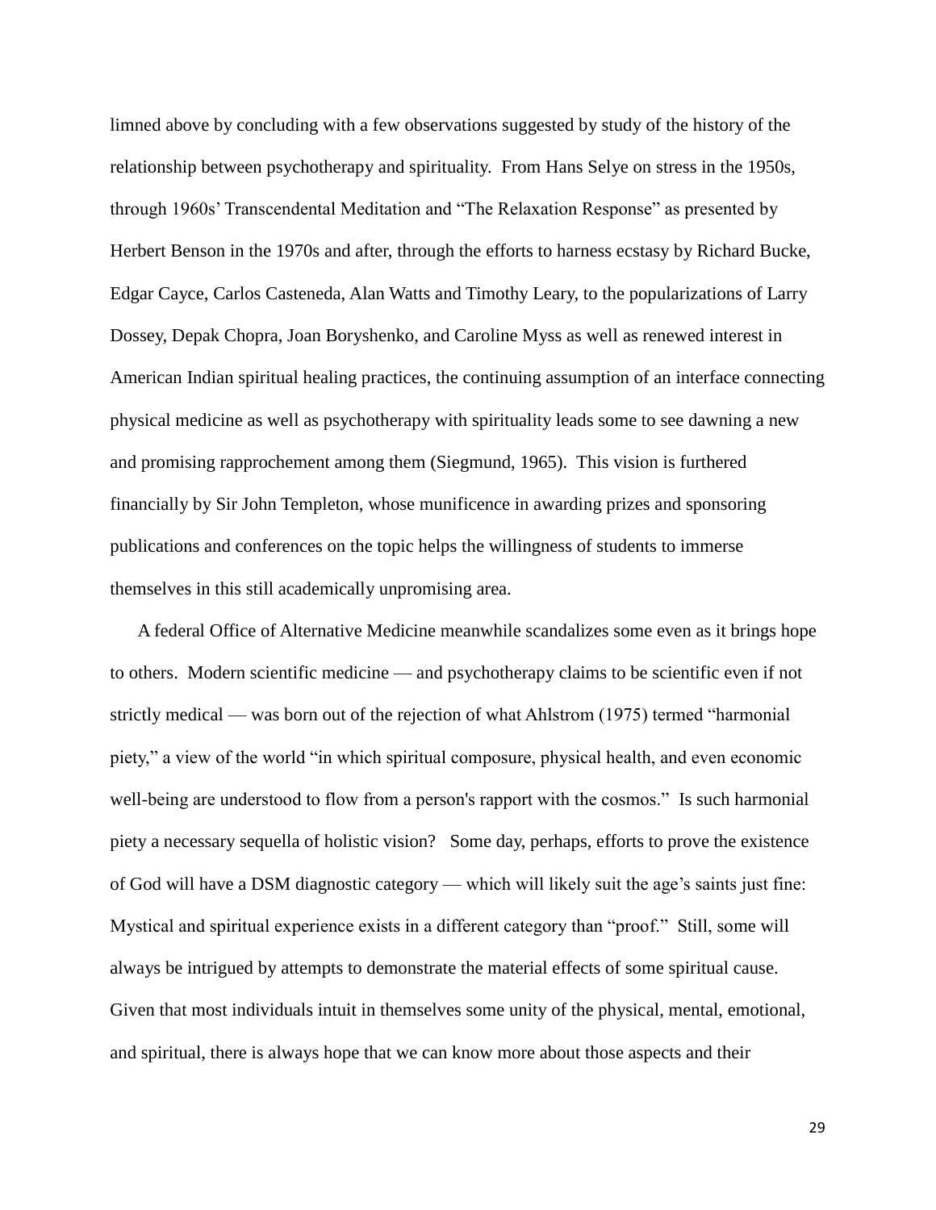limned above by concluding with a few observations suggested by study of the history of the relationship between psychotherapy and spirituality. From Hans Selye on stress in the 1950s, through 1960s' Transcendental Meditation and "The Relaxation Response" as presented by Herbert Benson in the 1970s and after, through the efforts to harness ecstasy by Richard Bucke, Edgar Cayce, Carlos Casteneda, Alan Watts and Timothy Leary, to the popularizations of Larry Dossey, Depak Chopra, Joan Boryshenko, and Caroline Myss as well as renewed interest in American Indian spiritual healing practices, the continuing assumption of an interface connecting physical medicine as well as psychotherapy with spirituality leads some to see dawning a new and promising rapprochement among them (Siegmund, 1965). This vision is furthered financially by Sir John Templeton, whose munificence in awarding prizes and sponsoring publications and conferences on the topic helps the willingness of students to immerse themselves in this still academically unpromising area.

A federal Office of Alternative Medicine meanwhile scandalizes some even as it brings hope to others. Modern scientific medicine — and psychotherapy claims to be scientific even if not strictly medical — was born out of the rejection of what Ahlstrom (1975) termed "harmonial piety," a view of the world "in which spiritual composure, physical health, and even economic well-being are understood to flow from a person's rapport with the cosmos." Is such harmonial piety a necessary sequella of holistic vision? Some day, perhaps, efforts to prove the existence of God will have a DSM diagnostic category — which will likely suit the age's saints just fine: Mystical and spiritual experience exists in a different category than "proof." Still, some will always be intrigued by attempts to demonstrate the material effects of some spiritual cause. Given that most individuals intuit in themselves some unity of the physical, mental, emotional, and spiritual, there is always hope that we can know more about those aspects and their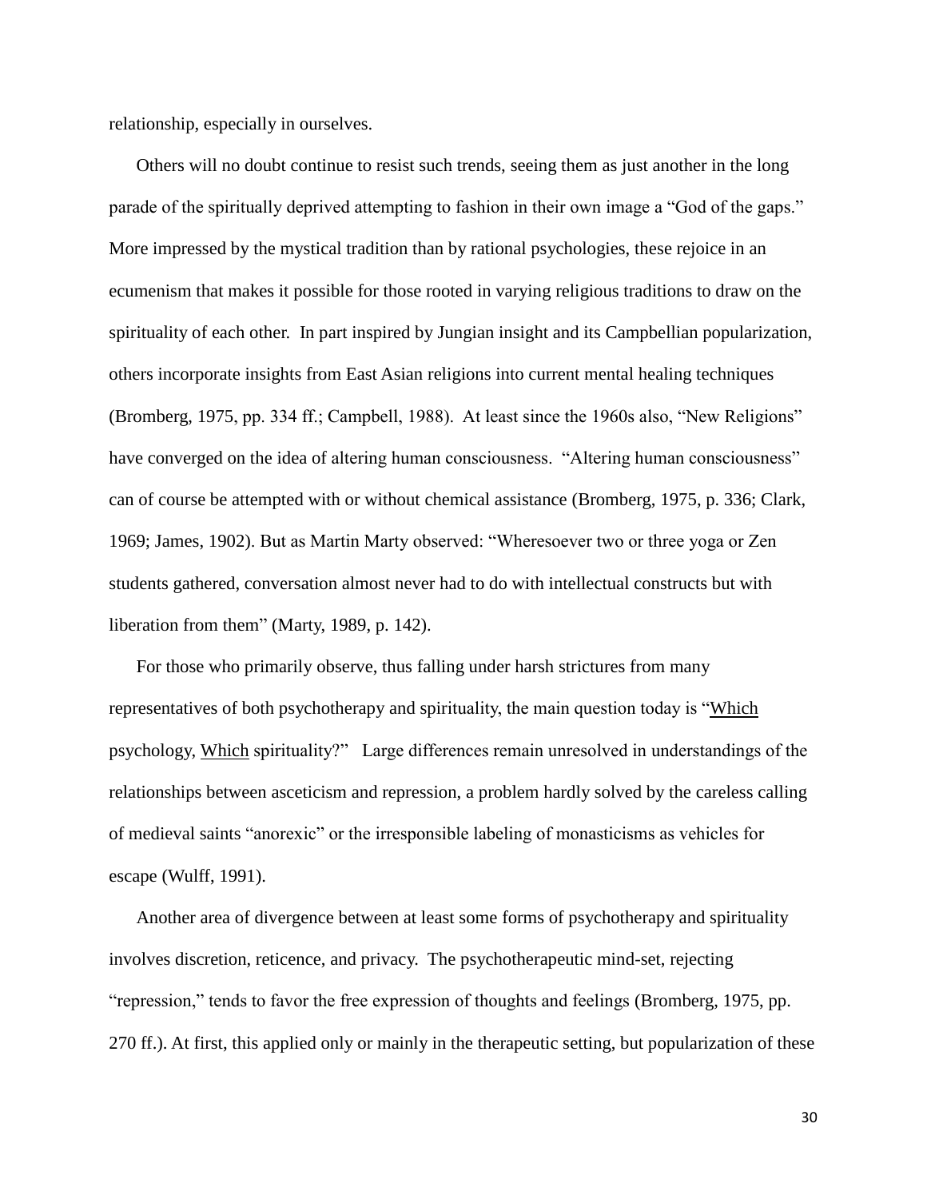relationship, especially in ourselves.

Others will no doubt continue to resist such trends, seeing them as just another in the long parade of the spiritually deprived attempting to fashion in their own image a "God of the gaps." More impressed by the mystical tradition than by rational psychologies, these rejoice in an ecumenism that makes it possible for those rooted in varying religious traditions to draw on the spirituality of each other. In part inspired by Jungian insight and its Campbellian popularization, others incorporate insights from East Asian religions into current mental healing techniques (Bromberg, 1975, pp. 334 ff.; Campbell, 1988). At least since the 1960s also, "New Religions" have converged on the idea of altering human consciousness. "Altering human consciousness" can of course be attempted with or without chemical assistance (Bromberg, 1975, p. 336; Clark, 1969; James, 1902). But as Martin Marty observed: "Wheresoever two or three yoga or Zen students gathered, conversation almost never had to do with intellectual constructs but with liberation from them" (Marty, 1989, p. 142).

For those who primarily observe, thus falling under harsh strictures from many representatives of both psychotherapy and spirituality, the main question today is "<u>Which</u> psychology, <u>Which</u> spirituality?" Large differences remain unresolved in understandings of the relationships between asceticism and repression, a problem hardly solved by the careless calling of medieval saints "anorexic" or the irresponsible labeling of monasticisms as vehicles for escape (Wulff, 1991).

Another area of divergence between at least some forms of psychotherapy and spirituality involves discretion, reticence, and privacy. The psychotherapeutic mind-set, rejecting "repression," tends to favor the free expression of thoughts and feelings (Bromberg, 1975, pp. 270 ff.). At first, this applied only or mainly in the therapeutic setting, but popularization of these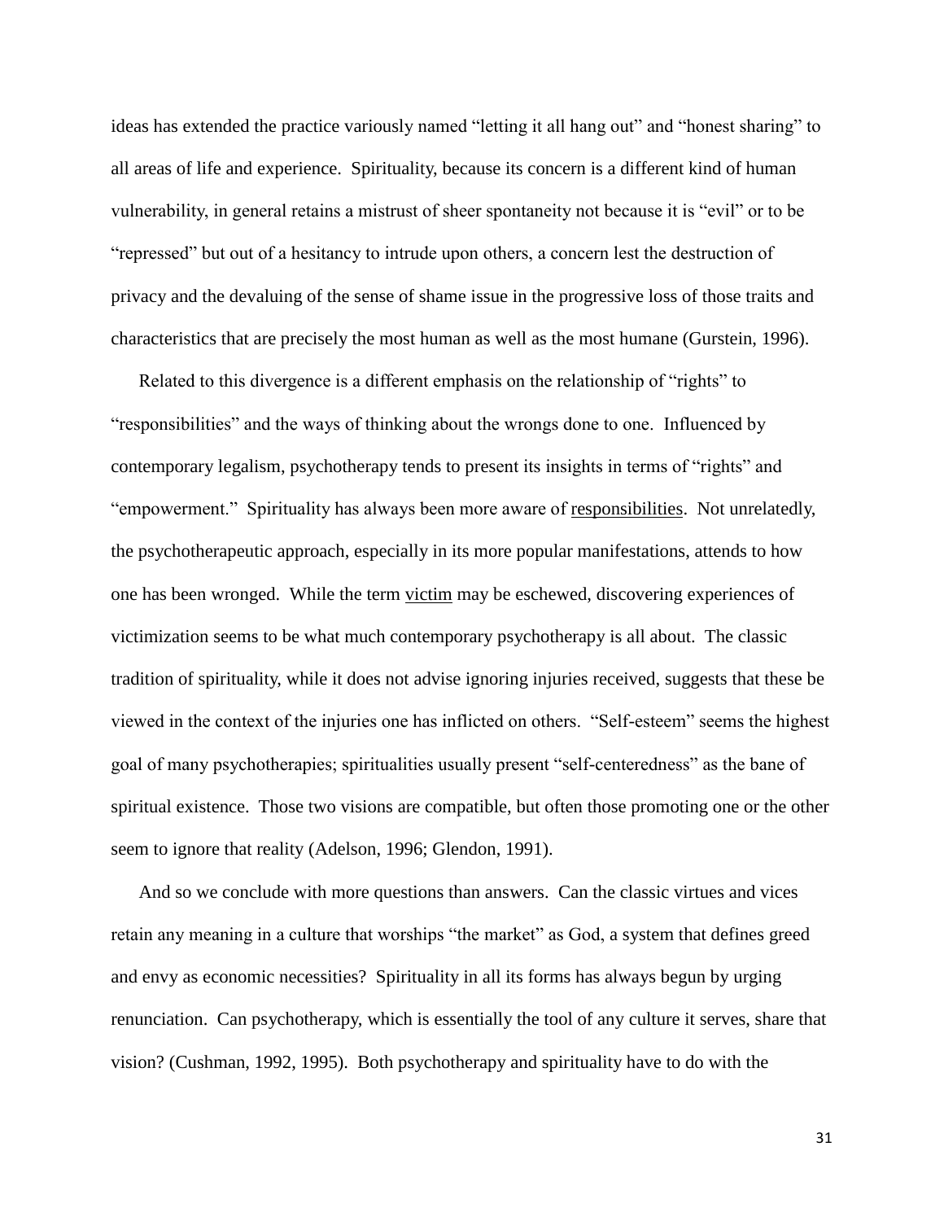ideas has extended the practice variously named "letting it all hang out" and "honest sharing" to all areas of life and experience. Spirituality, because its concern is a different kind of human vulnerability, in general retains a mistrust of sheer spontaneity not because it is "evil" or to be "repressed" but out of a hesitancy to intrude upon others, a concern lest the destruction of privacy and the devaluing of the sense of shame issue in the progressive loss of those traits and characteristics that are precisely the most human as well as the most humane (Gurstein, 1996).

Related to this divergence is a different emphasis on the relationship of "rights" to "responsibilities" and the ways of thinking about the wrongs done to one. Influenced by contemporary legalism, psychotherapy tends to present its insights in terms of "rights" and "empowerment." Spirituality has always been more aware of <u>responsibilities</u>. Not unrelatedly, the psychotherapeutic approach, especially in its more popular manifestations, attends to how one has been wronged. While the term <u>victim</u> may be eschewed, discovering experiences of victimization seems to be what much contemporary psychotherapy is all about. The classic tradition of spirituality, while it does not advise ignoring injuries received, suggests that these be viewed in the context of the injuries one has inflicted on others. "Self-esteem" seems the highest goal of many psychotherapies; spiritualities usually present "self-centeredness" as the bane of spiritual existence. Those two visions are compatible, but often those promoting one or the other seem to ignore that reality (Adelson, 1996; Glendon, 1991).

And so we conclude with more questions than answers. Can the classic virtues and vices retain any meaning in a culture that worships "the market" as God, a system that defines greed and envy as economic necessities? Spirituality in all its forms has always begun by urging renunciation. Can psychotherapy, which is essentially the tool of any culture it serves, share that vision? (Cushman, 1992, 1995). Both psychotherapy and spirituality have to do with the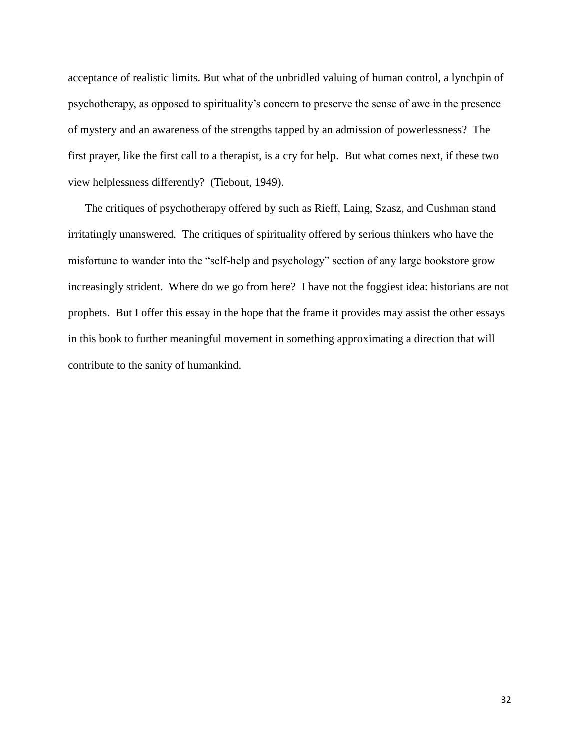acceptance of realistic limits. But what of the unbridled valuing of human control, a lynchpin of psychotherapy, as opposed to spirituality's concern to preserve the sense of awe in the presence of mystery and an awareness of the strengths tapped by an admission of powerlessness? The first prayer, like the first call to a therapist, is a cry for help. But what comes next, if these two view helplessness differently? (Tiebout, 1949).

The critiques of psychotherapy offered by such as Rieff, Laing, Szasz, and Cushman stand irritatingly unanswered. The critiques of spirituality offered by serious thinkers who have the misfortune to wander into the "self-help and psychology" section of any large bookstore grow increasingly strident. Where do we go from here? I have not the foggiest idea: historians are not prophets. But I offer this essay in the hope that the frame it provides may assist the other essays in this book to further meaningful movement in something approximating a direction that will contribute to the sanity of humankind.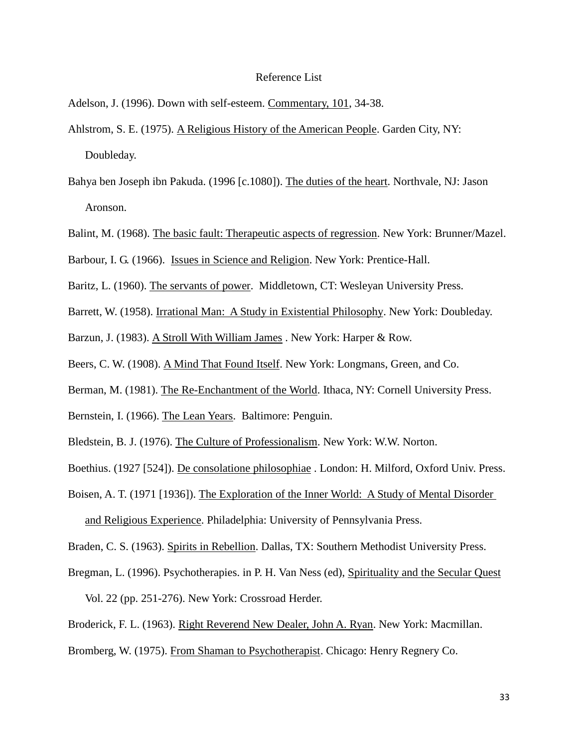Reference List

Adelson, J. (1996). Down with self-esteem. Commentary, 101, 34-38.

Ahlstrom, S. E. (1975). A Religious History of the American People. Garden City, NY: Doubleday.

Bahya ben Joseph ibn Pakuda. (1996 [c.1080]). The duties of the heart. Northvale, NJ: Jason Aronson.

Balint, M. (1968). The basic fault: Therapeutic aspects of regression. New York: Brunner/Mazel.

Barbour, I. G. (1966). Issues in Science and Religion. New York: Prentice-Hall.

Baritz, L. (1960). The servants of power. Middletown, CT: Wesleyan University Press.

Barrett, W. (1958). Irrational Man: A Study in Existential Philosophy. New York: Doubleday.

Barzun, J. (1983). A Stroll With William James . New York: Harper & Row.

Beers, C. W. (1908). A Mind That Found Itself. New York: Longmans, Green, and Co.

Berman, M. (1981). The Re-Enchantment of the World. Ithaca, NY: Cornell University Press.

Bernstein, I. (1966). The Lean Years. Baltimore: Penguin.

Bledstein, B. J. (1976). The Culture of Professionalism. New York: W.W. Norton.

Boethius. (1927 [524]). De consolatione philosophiae . London: H. Milford, Oxford Univ. Press.

Boisen, A. T. (1971 [1936]). The Exploration of the Inner World: A Study of Mental Disorder and Religious Experience. Philadelphia: University of Pennsylvania Press.

Braden, C. S. (1963). Spirits in Rebellion. Dallas, TX: Southern Methodist University Press.

Bregman, L. (1996). Psychotherapies. in P. H. Van Ness (ed), Spirituality and the Secular Quest Vol. 22 (pp. 251-276). New York: Crossroad Herder.

Broderick, F. L. (1963). Right Reverend New Dealer, John A. Ryan. New York: Macmillan.

Bromberg, W. (1975). From Shaman to Psychotherapist. Chicago: Henry Regnery Co.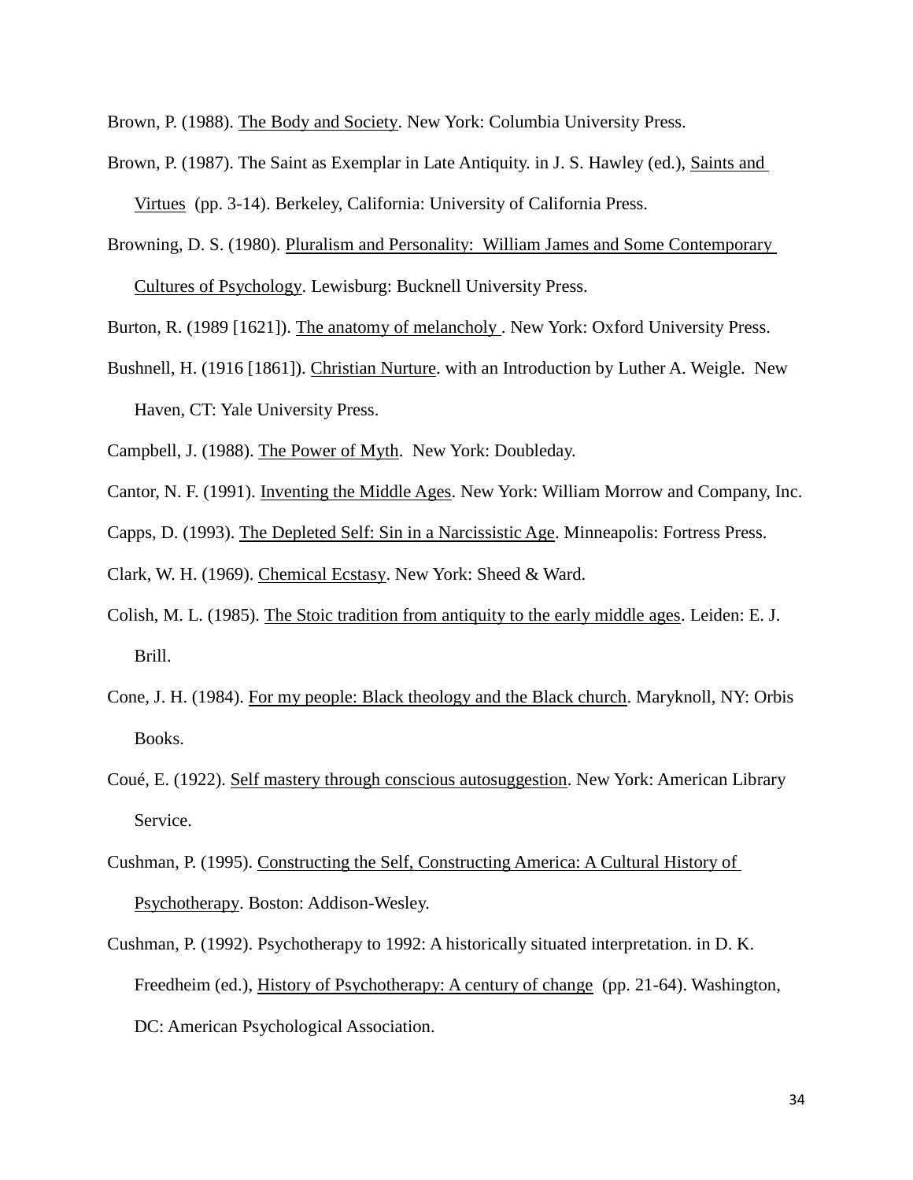Brown, P. (1988). The Body and Society. New York: Columbia University Press.

Brown, P. (1987). The Saint as Exemplar in Late Antiquity. in J. S. Hawley (ed.), Saints and Virtues (pp. 3-14). Berkeley, California: University of California Press.

Browning, D. S. (1980). Pluralism and Personality: William James and Some Contemporary Cultures of Psychology. Lewisburg: Bucknell University Press.

Burton, R. (1989 [1621]). The anatomy of melancholy . New York: Oxford University Press.

Bushnell, H. (1916 [1861]). Christian Nurture. with an Introduction by Luther A. Weigle. New Haven, CT: Yale University Press.

Campbell, J. (1988). The Power of Myth. New York: Doubleday.

Cantor, N. F. (1991). Inventing the Middle Ages. New York: William Morrow and Company, Inc.

Capps, D. (1993). The Depleted Self: Sin in a Narcissistic Age. Minneapolis: Fortress Press.

Clark, W. H. (1969). Chemical Ecstasy. New York: Sheed & Ward.

Colish, M. L. (1985). The Stoic tradition from antiquity to the early middle ages. Leiden: E. J. Brill.

Cone, J. H. (1984). For my people: Black theology and the Black church. Maryknoll, NY: Orbis Books.

Coué, E. (1922). Self mastery through conscious autosuggestion. New York: American Library Service.

Cushman, P. (1995). Constructing the Self, Constructing America: A Cultural History of Psychotherapy. Boston: Addison-Wesley.

Cushman, P. (1992). Psychotherapy to 1992: A historically situated interpretation. in D. K. Freedheim (ed.), History of Psychotherapy: A century of change (pp. 21-64). Washington, DC: American Psychological Association.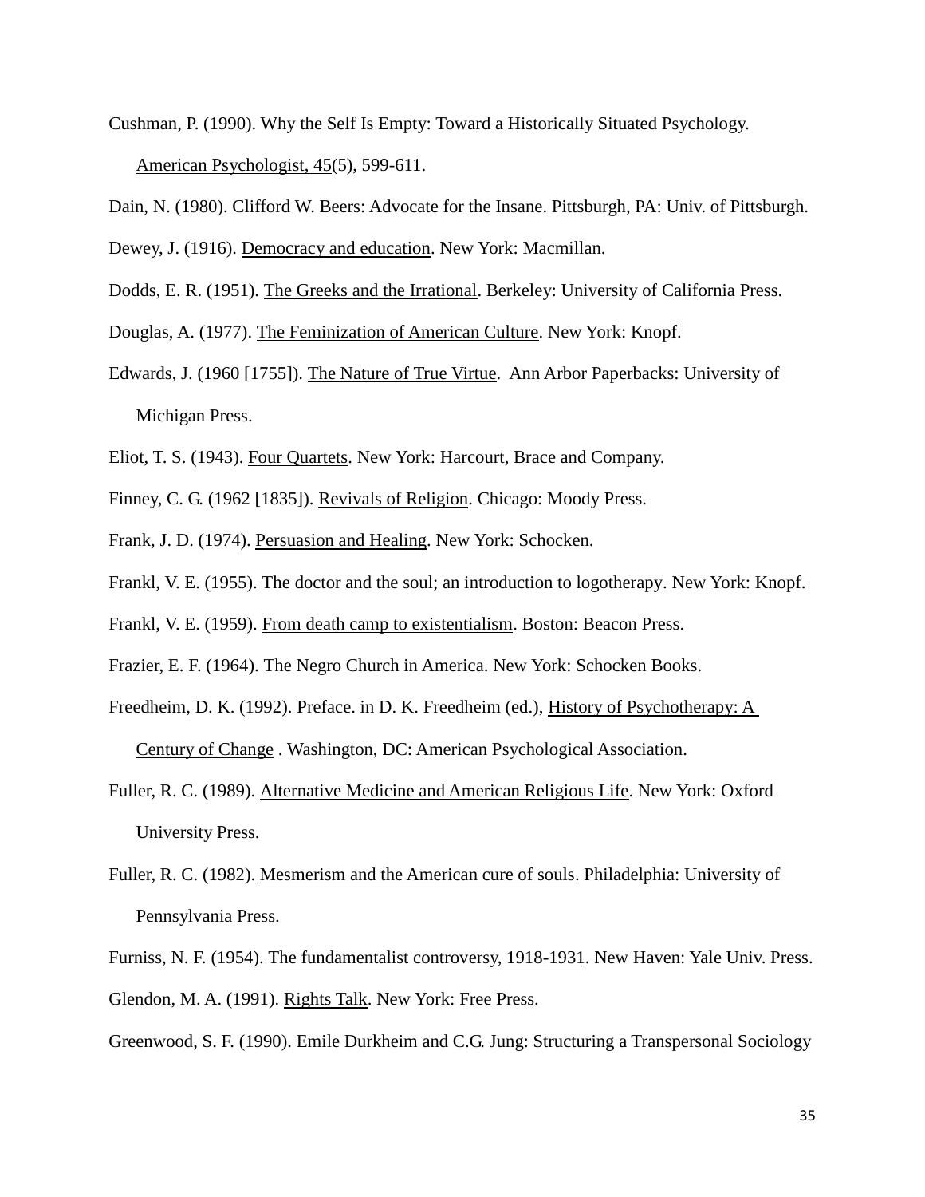Cushman, P. (1990). Why the Self Is Empty: Toward a Historically Situated Psychology. American Psychologist, 45(5), 599-611.

Dain, N. (1980). Clifford W. Beers: Advocate for the Insane. Pittsburgh, PA: Univ. of Pittsburgh.

Dewey, J. (1916). Democracy and education. New York: Macmillan.

Dodds, E. R. (1951). The Greeks and the Irrational. Berkeley: University of California Press.

Douglas, A. (1977). The Feminization of American Culture. New York: Knopf.

Edwards, J. (1960 [1755]). The Nature of True Virtue. Ann Arbor Paperbacks: University of Michigan Press.

Eliot, T. S. (1943). Four Quartets. New York: Harcourt, Brace and Company.

Finney, C. G. (1962 [1835]). Revivals of Religion. Chicago: Moody Press.

Frank, J. D. (1974). Persuasion and Healing. New York: Schocken.

Frankl, V. E. (1955). The doctor and the soul; an introduction to logotherapy. New York: Knopf.

Frankl, V. E. (1959). From death camp to existentialism. Boston: Beacon Press.

Frazier, E. F. (1964). The Negro Church in America. New York: Schocken Books.

Freedheim, D. K. (1992). Preface. in D. K. Freedheim (ed.), History of Psychotherapy: A Century of Change . Washington, DC: American Psychological Association.

Fuller, R. C. (1989). Alternative Medicine and American Religious Life. New York: Oxford University Press.

Fuller, R. C. (1982). Mesmerism and the American cure of souls. Philadelphia: University of Pennsylvania Press.

Furniss, N. F. (1954). The fundamentalist controversy, 1918-1931. New Haven: Yale Univ. Press.

Glendon, M. A. (1991). Rights Talk. New York: Free Press.

Greenwood, S. F. (1990). Emile Durkheim and C.G. Jung: Structuring a Transpersonal Sociology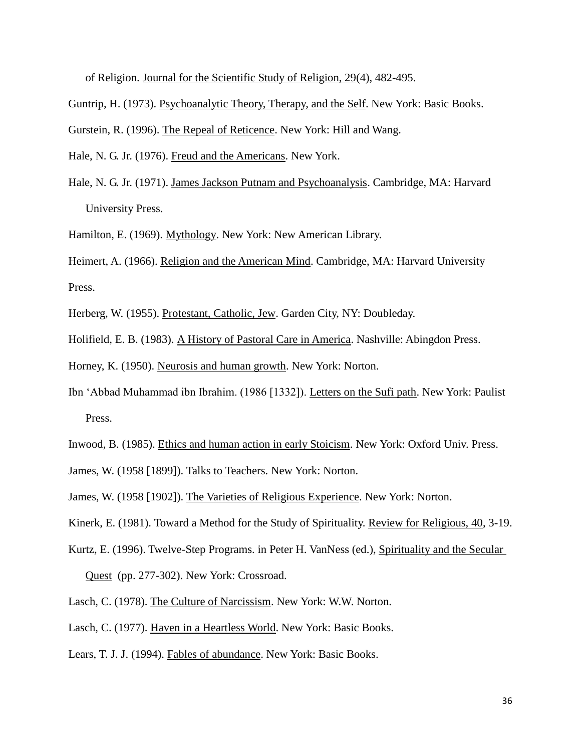of Religion. Journal for the Scientific Study of Religion, 29(4), 482-495.

Guntrip, H. (1973). Psychoanalytic Theory, Therapy, and the Self. New York: Basic Books.

Gurstein, R. (1996). The Repeal of Reticence. New York: Hill and Wang.

Hale, N. G. Jr. (1976). Freud and the Americans. New York.

Hale, N. G. Jr. (1971). James Jackson Putnam and Psychoanalysis. Cambridge, MA: Harvard University Press.

Hamilton, E. (1969). Mythology. New York: New American Library.

Heimert, A. (1966). Religion and the American Mind. Cambridge, MA: Harvard University Press.

Herberg, W. (1955). Protestant, Catholic, Jew. Garden City, NY: Doubleday.

Holifield, E. B. (1983). A History of Pastoral Care in America. Nashville: Abingdon Press.

Horney, K. (1950). Neurosis and human growth. New York: Norton.

Ibn ‘Abbad Muhammad ibn Ibrahim. (1986 [1332]). Letters on the Sufi path. New York: Paulist Press.

Inwood, B. (1985). Ethics and human action in early Stoicism. New York: Oxford Univ. Press.

James, W. (1958 [1899]). Talks to Teachers. New York: Norton.

James, W. (1958 [1902]). The Varieties of Religious Experience. New York: Norton.

Kinerk, E. (1981). Toward a Method for the Study of Spirituality. Review for Religious, 40, 3-19.

Kurtz, E. (1996). Twelve-Step Programs. in Peter H. VanNess (ed.), Spirituality and the Secular Quest (pp. 277-302). New York: Crossroad.

Lasch, C. (1978). The Culture of Narcissism. New York: W.W. Norton.

Lasch, C. (1977). Haven in a Heartless World. New York: Basic Books.

Lears, T. J. J. (1994). Fables of abundance. New York: Basic Books.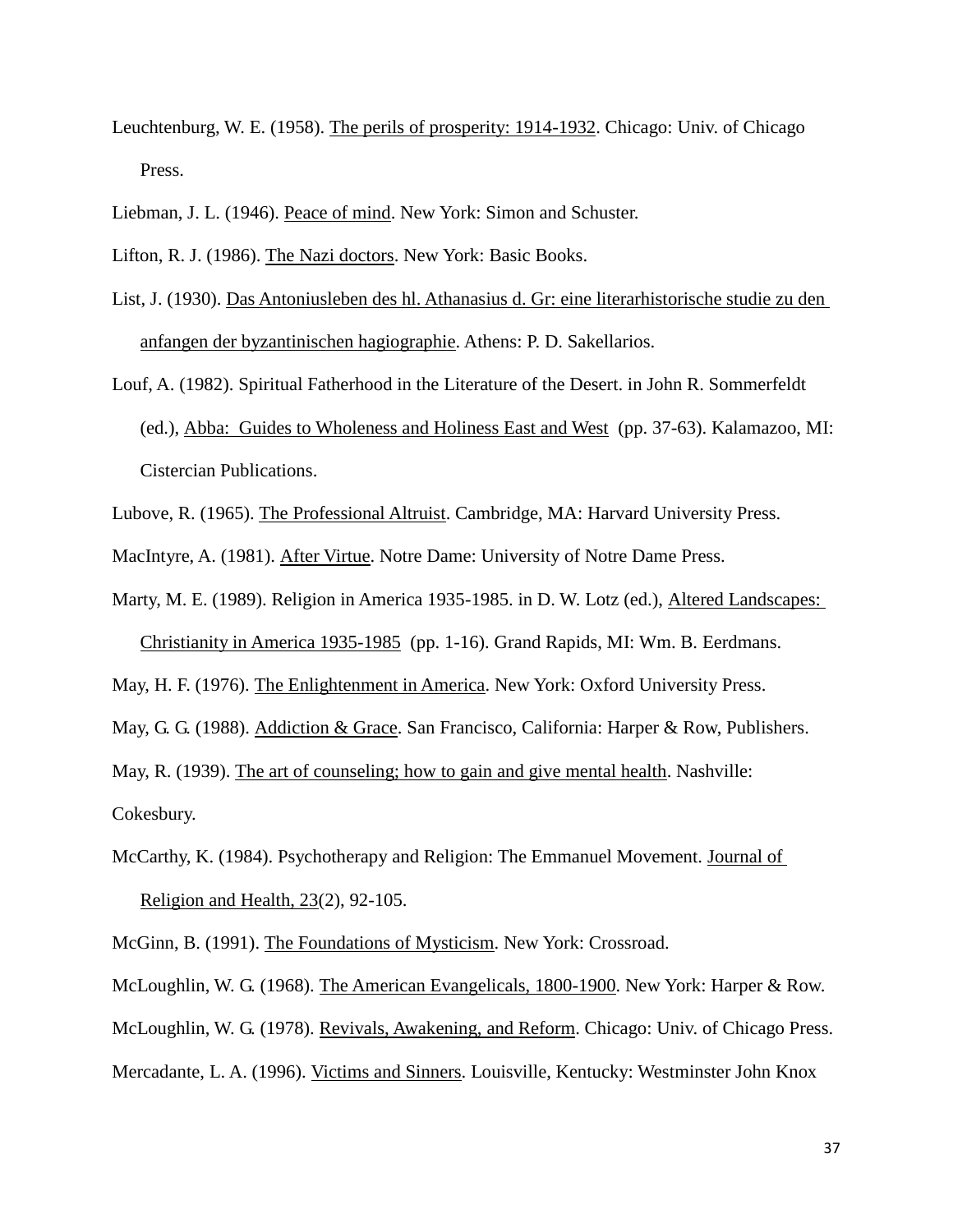Leuchtenburg, W. E. (1958). <u>The perils of prosperity: 1914-1932</u>. Chicago: Univ. of Chicago Press.

Liebman, J. L. (1946). <u>Peace of mind</u>. New York: Simon and Schuster.

Lifton, R. J. (1986). <u>The Nazi doctors</u>. New York: Basic Books.

List, J. (1930). <u>Das Antoniusleben des hl. Athanasius d. Gr: eine literarhistorische studie zu den anfangen der byzantinischen hagiographie</u>. Athens: P. D. Sakellarios.

Louf, A. (1982). Spiritual Fatherhood in the Literature of the Desert. in John R. Sommerfeldt (ed.), <u>Abba: Guides to Wholeness and Holiness East and West</u> (pp. 37-63). Kalamazoo, MI: Cistercian Publications.

Lubove, R. (1965). <u>The Professional Altruist</u>. Cambridge, MA: Harvard University Press.

MacIntyre, A. (1981). <u>After Virtue</u>. Notre Dame: University of Notre Dame Press.

Marty, M. E. (1989). Religion in America 1935-1985. in D. W. Lotz (ed.), <u>Altered Landscapes: Christianity in America 1935-1985</u> (pp. 1-16). Grand Rapids, MI: Wm. B. Eerdmans.

May, H. F. (1976). <u>The Enlightenment in America</u>. New York: Oxford University Press.

May, G. G. (1988). <u>Addiction & Grace</u>. San Francisco, California: Harper & Row, Publishers.

May, R. (1939). <u>The art of counseling; how to gain and give mental health</u>. Nashville: Cokesbury.

McCarthy, K. (1984). Psychotherapy and Religion: The Emmanuel Movement. <u>Journal of Religion and Health, 23</u>(2), 92-105.

McGinn, B. (1991). <u>The Foundations of Mysticism</u>. New York: Crossroad.

McLoughlin, W. G. (1968). <u>The American Evangelicals, 1800-1900</u>. New York: Harper & Row.

McLoughlin, W. G. (1978). <u>Revivals, Awakening, and Reform</u>. Chicago: Univ. of Chicago Press.

Mercadante, L. A. (1996). <u>Victims and Sinners</u>. Louisville, Kentucky: Westminster John Knox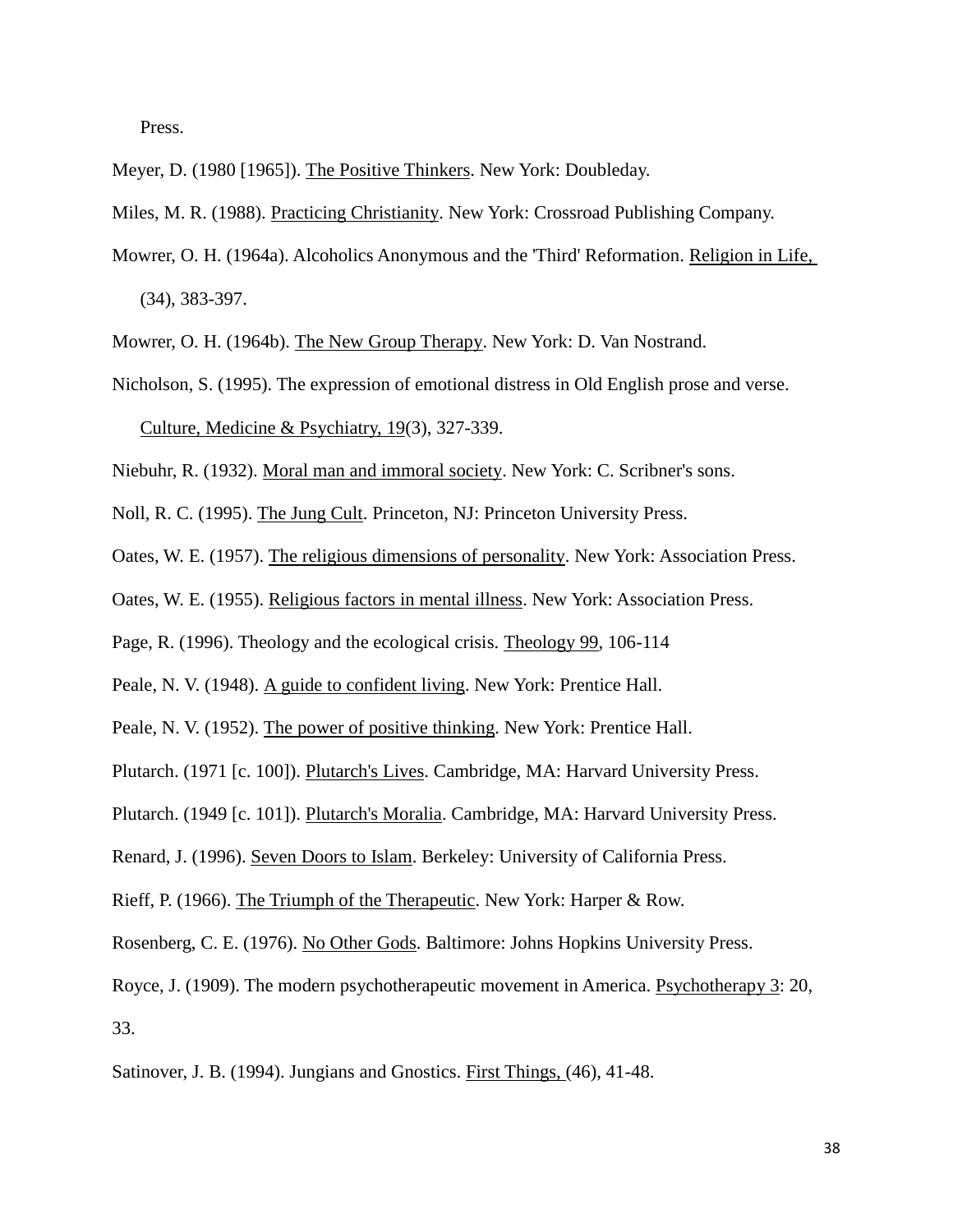Press.

Meyer, D. (1980 [1965]). The Positive Thinkers. New York: Doubleday.

Miles, M. R. (1988). Practicing Christianity. New York: Crossroad Publishing Company.

Mowrer, O. H. (1964a). Alcoholics Anonymous and the 'Third' Reformation. Religion in Life, (34), 383-397.

Mowrer, O. H. (1964b). The New Group Therapy. New York: D. Van Nostrand.

Nicholson, S. (1995). The expression of emotional distress in Old English prose and verse. Culture, Medicine & Psychiatry, 19(3), 327-339.

Niebuhr, R. (1932). Moral man and immoral society. New York: C. Scribner's sons.

Noll, R. C. (1995). The Jung Cult. Princeton, NJ: Princeton University Press.

Oates, W. E. (1957). The religious dimensions of personality. New York: Association Press.

Oates, W. E. (1955). Religious factors in mental illness. New York: Association Press.

Page, R. (1996). Theology and the ecological crisis. Theology 99, 106-114

Peale, N. V. (1948). A guide to confident living. New York: Prentice Hall.

Peale, N. V. (1952). The power of positive thinking. New York: Prentice Hall.

Plutarch. (1971 [c. 100]). Plutarch's Lives. Cambridge, MA: Harvard University Press.

Plutarch. (1949 [c. 101]). Plutarch's Moralia. Cambridge, MA: Harvard University Press.

Renard, J. (1996). Seven Doors to Islam. Berkeley: University of California Press.

Rieff, P. (1966). The Triumph of the Therapeutic. New York: Harper & Row.

Rosenberg, C. E. (1976). No Other Gods. Baltimore: Johns Hopkins University Press.

Royce, J. (1909). The modern psychotherapeutic movement in America. Psychotherapy 3: 20, 33.

Satinover, J. B. (1994). Jungians and Gnostics. First Things, (46), 41-48.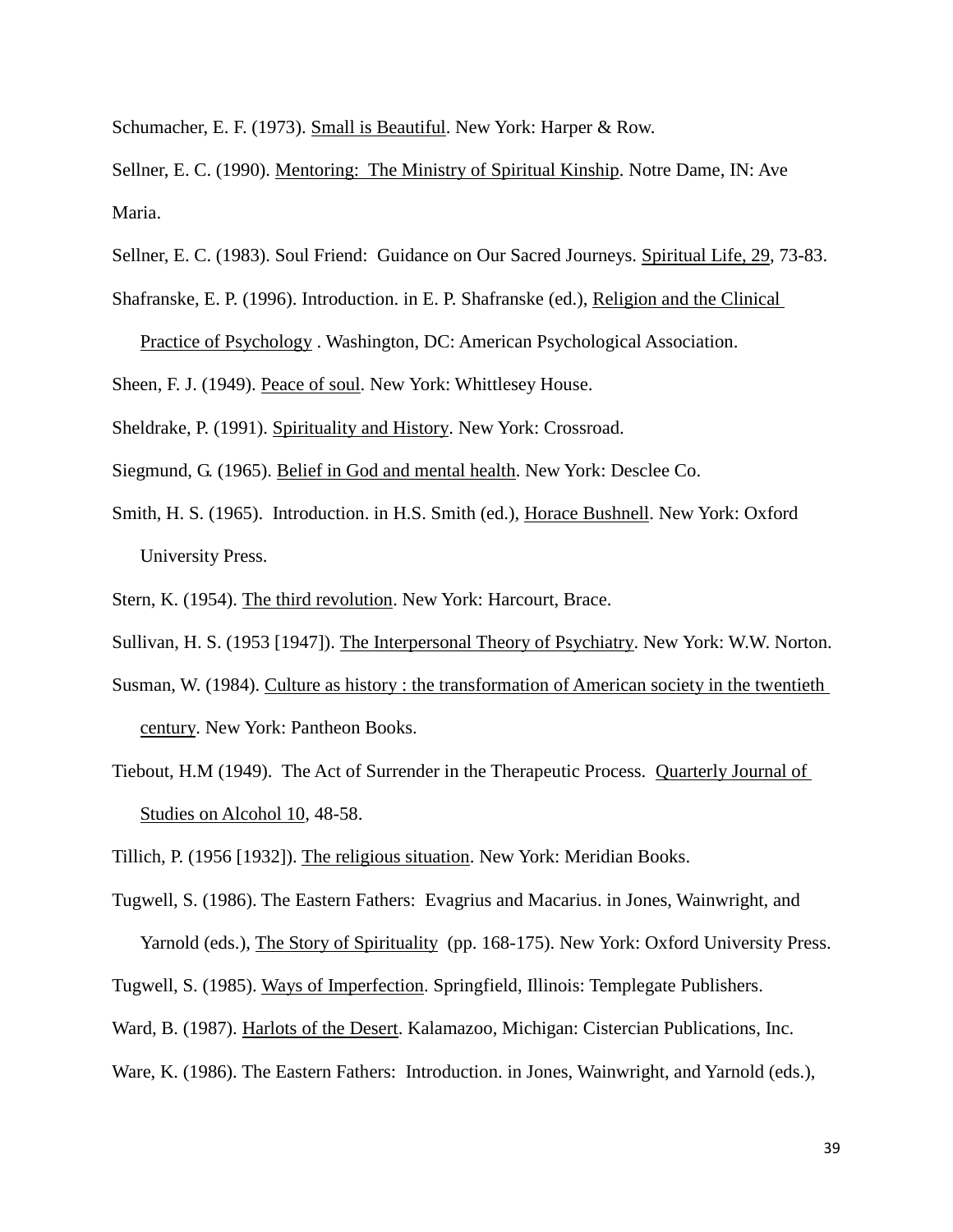Schumacher, E. F. (1973). Small is Beautiful. New York: Harper & Row.

Sellner, E. C. (1990). Mentoring: The Ministry of Spiritual Kinship. Notre Dame, IN: Ave Maria.

Sellner, E. C. (1983). Soul Friend: Guidance on Our Sacred Journeys. Spiritual Life, 29, 73-83.

Shafranske, E. P. (1996). Introduction. in E. P. Shafranske (ed.), Religion and the Clinical Practice of Psychology . Washington, DC: American Psychological Association.

Sheen, F. J. (1949). Peace of soul. New York: Whittlesey House.

Sheldrake, P. (1991). Spirituality and History. New York: Crossroad.

Siegmund, G. (1965). Belief in God and mental health. New York: Desclee Co.

Smith, H. S. (1965). Introduction. in H.S. Smith (ed.), Horace Bushnell. New York: Oxford University Press.

Stern, K. (1954). The third revolution. New York: Harcourt, Brace.

Sullivan, H. S. (1953 [1947]). The Interpersonal Theory of Psychiatry. New York: W.W. Norton.

Susman, W. (1984). Culture as history : the transformation of American society in the twentieth century. New York: Pantheon Books.

Tiebout, H.M (1949). The Act of Surrender in the Therapeutic Process. Quarterly Journal of Studies on Alcohol 10, 48-58.

Tillich, P. (1956 [1932]). The religious situation. New York: Meridian Books.

Tugwell, S. (1986). The Eastern Fathers: Evagrius and Macarius. in Jones, Wainwright, and Yarnold (eds.), The Story of Spirituality (pp. 168-175). New York: Oxford University Press.

Tugwell, S. (1985). Ways of Imperfection. Springfield, Illinois: Templegate Publishers.

Ward, B. (1987). Harlots of the Desert. Kalamazoo, Michigan: Cistercian Publications, Inc.

Ware, K. (1986). The Eastern Fathers: Introduction. in Jones, Wainwright, and Yarnold (eds.),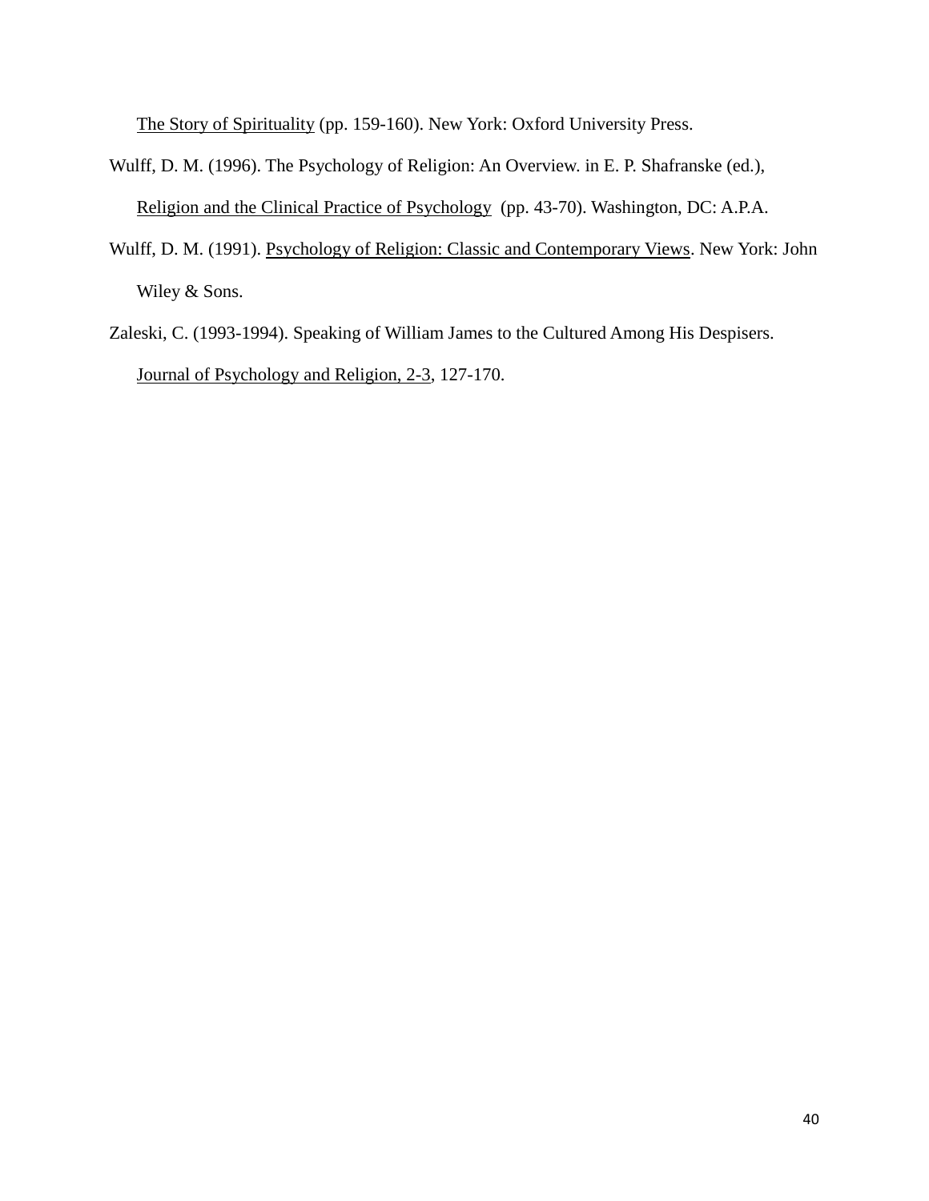The Story of Spirituality (pp. 159-160). New York: Oxford University Press.

Wulff, D. M. (1996). The Psychology of Religion: An Overview. in E. P. Shafranske (ed.), Religion and the Clinical Practice of Psychology (pp. 43-70). Washington, DC: A.P.A.

Wulff, D. M. (1991). Psychology of Religion: Classic and Contemporary Views. New York: John Wiley & Sons.

Zaleski, C. (1993-1994). Speaking of William James to the Cultured Among His Despisers. Journal of Psychology and Religion, 2-3, 127-170.